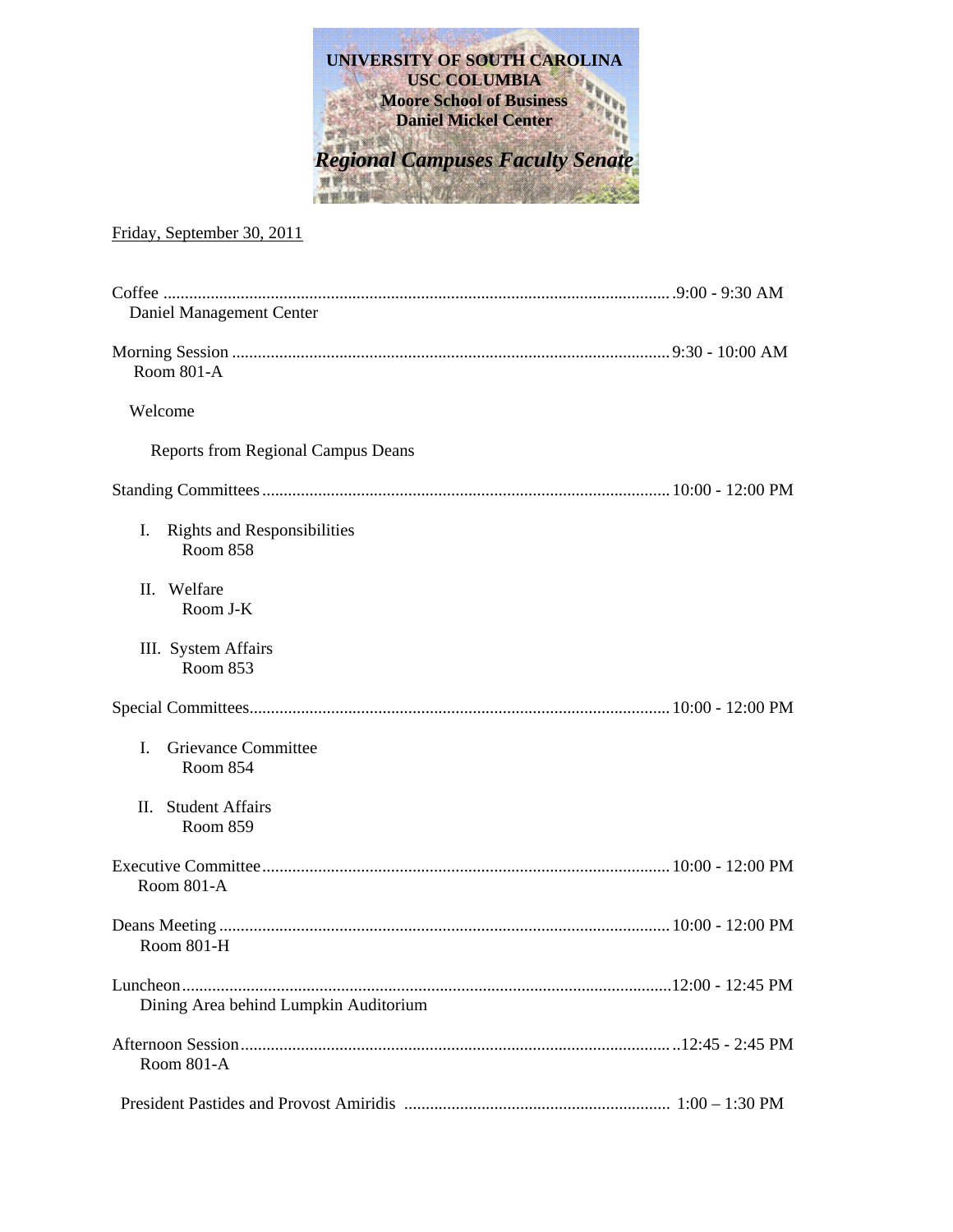**UNIVERSITY OF SOUTH CAROLINA**
**USC COLUMBIA**
**Moore School of Business**
**Daniel Mickel Center**

***Regional Campuses Faculty Senate***

Friday, September 30, 2011

Coffee ........................................................................................................ 9:00 - 9:30 AM
Daniel Management Center

Morning Session ...................................................................................... 9:30 - 10:00 AM
Room 801-A

Welcome

Reports from Regional Campus Deans

Standing Committees ............................................................................... 10:00 - 12:00 PM

I. Rights and Responsibilities
Room 858

II. Welfare
Room J-K

III. System Affairs
Room 853

Special Committees .................................................................................. 10:00 - 12:00 PM

I. Grievance Committee
Room 854

II. Student Affairs
Room 859

Executive Committee ............................................................................... 10:00 - 12:00 PM
Room 801-A

Deans Meeting .......................................................................................... 10:00 - 12:00 PM
Room 801-H

Luncheon .................................................................................................. 12:00 - 12:45 PM
Dining Area behind Lumpkin Auditorium

Afternoon Session ..................................................................................... 12:45 - 2:45 PM
Room 801-A

President Pastides and Provost Amiridis .............................................................. 1:00 – 1:30 PM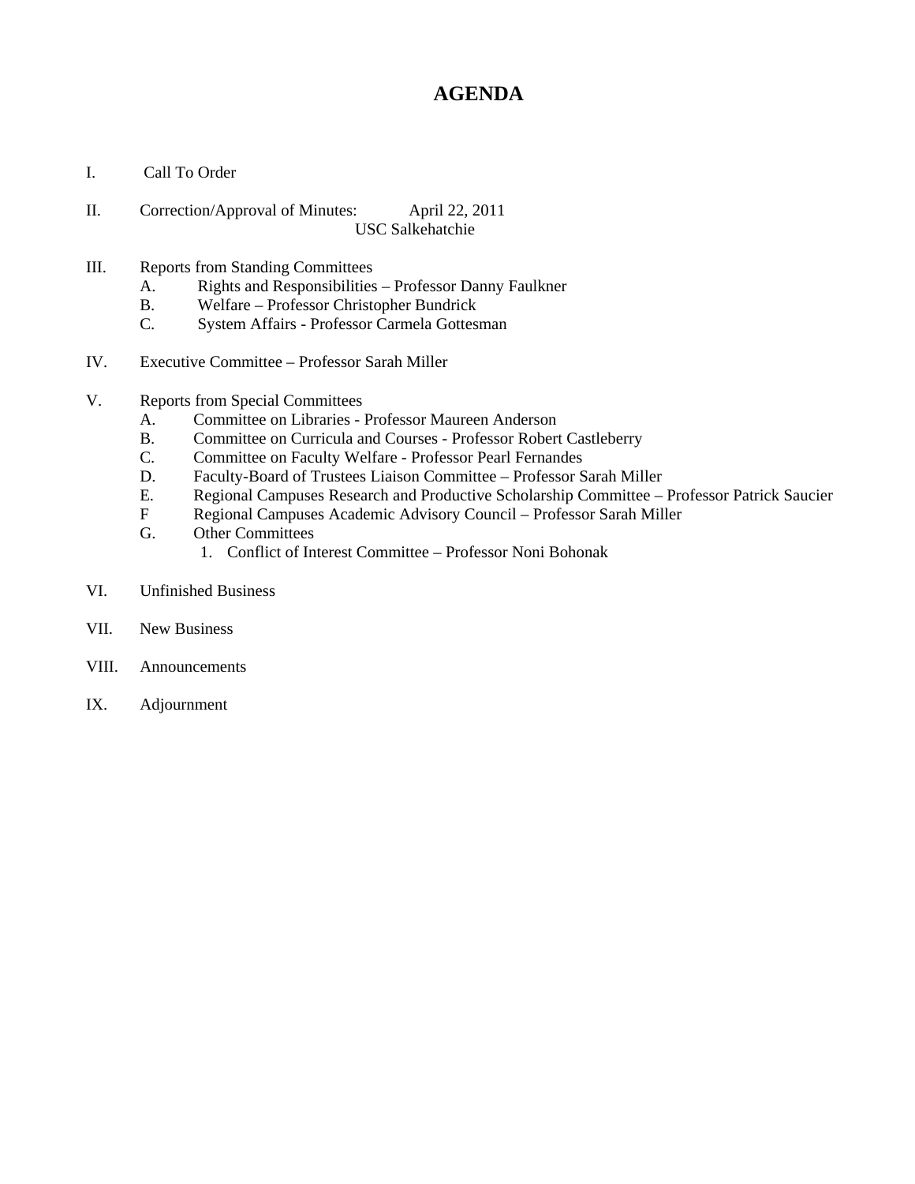# AGENDA

I. Call To Order

II. Correction/Approval of Minutes: April 22, 2011
USC Salkehatchie

III. Reports from Standing Committees
   A. Rights and Responsibilities – Professor Danny Faulkner
   B. Welfare – Professor Christopher Bundrick
   C. System Affairs - Professor Carmela Gottesman

IV. Executive Committee – Professor Sarah Miller

V. Reports from Special Committees
   A. Committee on Libraries - Professor Maureen Anderson
   B. Committee on Curricula and Courses - Professor Robert Castleberry
   C. Committee on Faculty Welfare - Professor Pearl Fernandes
   D. Faculty-Board of Trustees Liaison Committee – Professor Sarah Miller
   E. Regional Campuses Research and Productive Scholarship Committee – Professor Patrick Saucier
   F Regional Campuses Academic Advisory Council – Professor Sarah Miller
   G. Other Committees
      1. Conflict of Interest Committee – Professor Noni Bohonak

VI. Unfinished Business

VII. New Business

VIII. Announcements

IX. Adjournment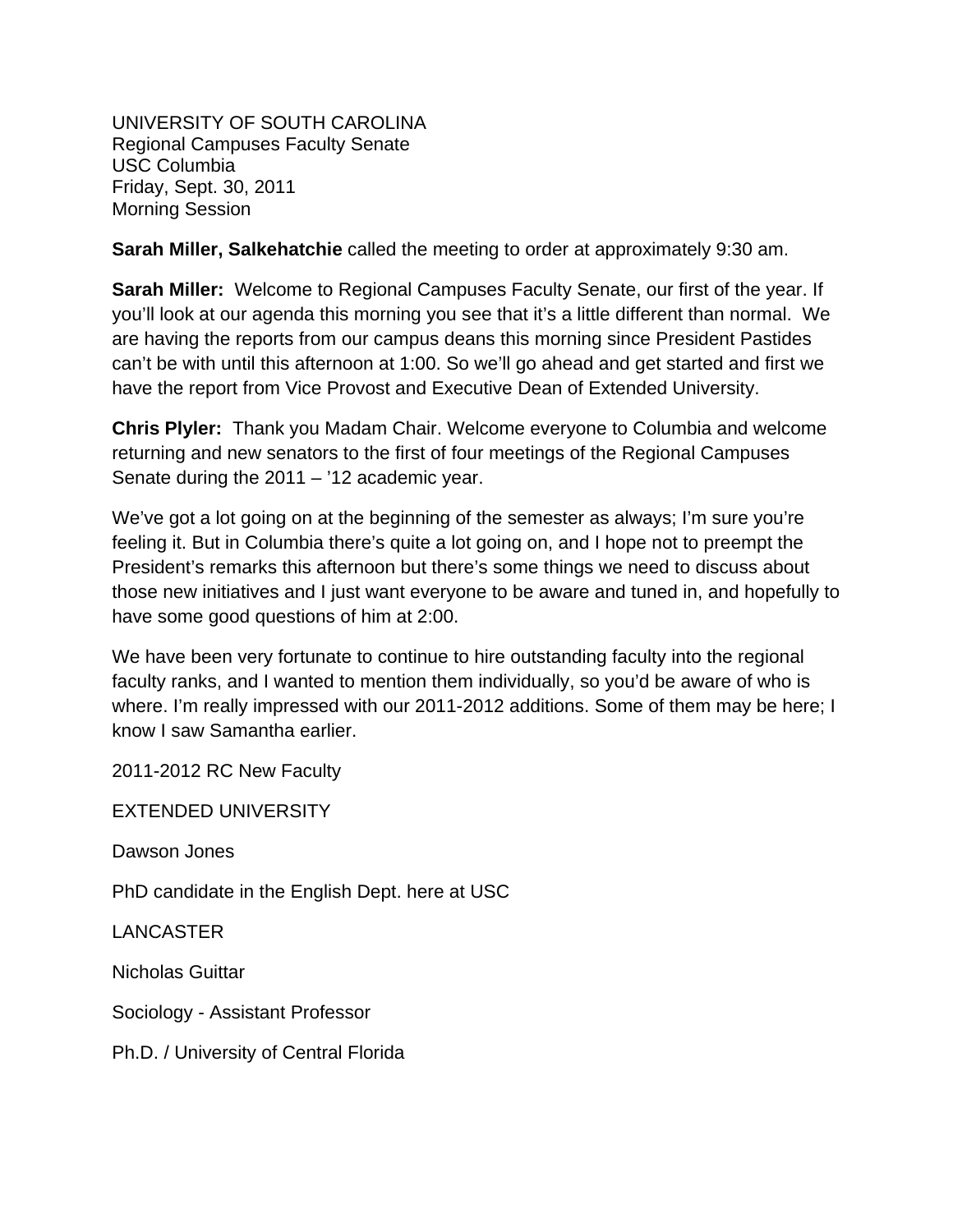UNIVERSITY OF SOUTH CAROLINA
Regional Campuses Faculty Senate
USC Columbia
Friday, Sept. 30, 2011
Morning Session

**Sarah Miller, Salkehatchie** called the meeting to order at approximately 9:30 am.

**Sarah Miller:** Welcome to Regional Campuses Faculty Senate, our first of the year. If you'll look at our agenda this morning you see that it's a little different than normal. We are having the reports from our campus deans this morning since President Pastides can't be with until this afternoon at 1:00. So we'll go ahead and get started and first we have the report from Vice Provost and Executive Dean of Extended University.

**Chris Plyler:** Thank you Madam Chair. Welcome everyone to Columbia and welcome returning and new senators to the first of four meetings of the Regional Campuses Senate during the 2011 – '12 academic year.

We've got a lot going on at the beginning of the semester as always; I'm sure you're feeling it. But in Columbia there's quite a lot going on, and I hope not to preempt the President's remarks this afternoon but there's some things we need to discuss about those new initiatives and I just want everyone to be aware and tuned in, and hopefully to have some good questions of him at 2:00.

We have been very fortunate to continue to hire outstanding faculty into the regional faculty ranks, and I wanted to mention them individually, so you'd be aware of who is where. I'm really impressed with our 2011-2012 additions. Some of them may be here; I know I saw Samantha earlier.

2011-2012 RC New Faculty

EXTENDED UNIVERSITY

Dawson Jones

PhD candidate in the English Dept. here at USC

LANCASTER

Nicholas Guittar

Sociology - Assistant Professor

Ph.D. / University of Central Florida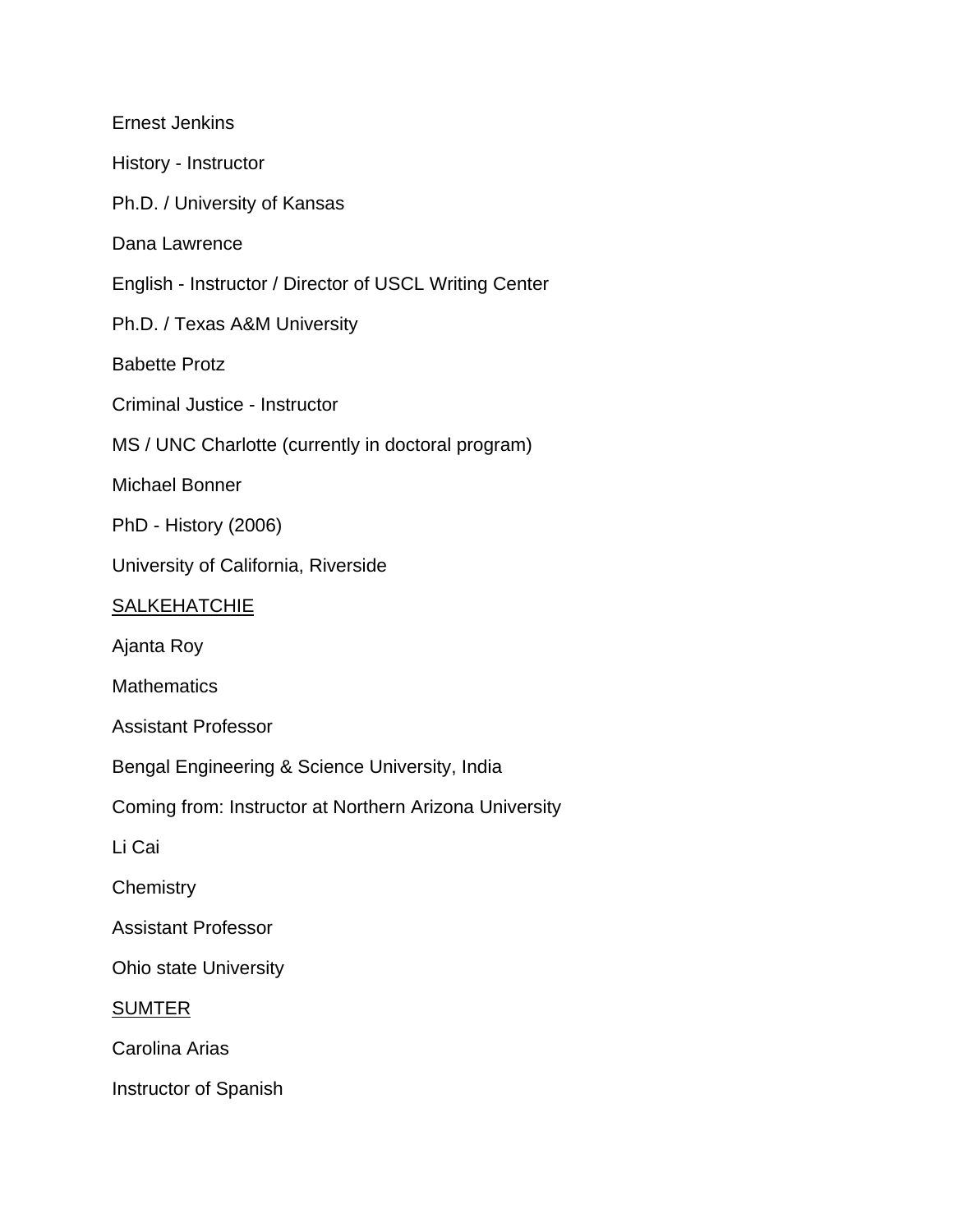Ernest Jenkins

History - Instructor

Ph.D. / University of Kansas

Dana Lawrence

English - Instructor / Director of USCL Writing Center

Ph.D. / Texas A&M University

Babette Protz

Criminal Justice - Instructor

MS / UNC Charlotte (currently in doctoral program)

Michael Bonner

PhD - History (2006)

University of California, Riverside

<u>SALKEHATCHIE</u>

Ajanta Roy

Mathematics

Assistant Professor

Bengal Engineering & Science University, India

Coming from: Instructor at Northern Arizona University

Li Cai

Chemistry

Assistant Professor

Ohio state University

<u>SUMTER</u>

Carolina Arias

Instructor of Spanish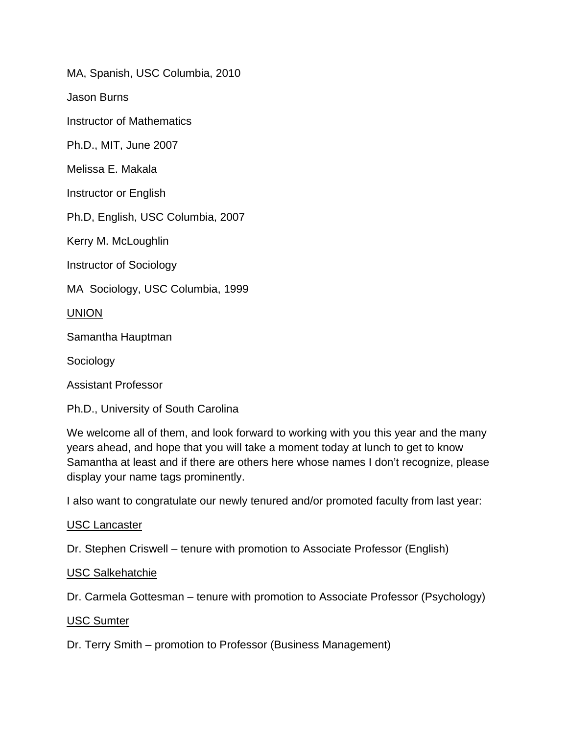MA, Spanish, USC Columbia, 2010

Jason Burns

Instructor of Mathematics

Ph.D., MIT, June 2007

Melissa E. Makala

Instructor or English

Ph.D, English, USC Columbia, 2007

Kerry M. McLoughlin

Instructor of Sociology

MA  Sociology, USC Columbia, 1999

<u>UNION</u>

Samantha Hauptman

Sociology

Assistant Professor

Ph.D., University of South Carolina

We welcome all of them, and look forward to working with you this year and the many years ahead, and hope that you will take a moment today at lunch to get to know Samantha at least and if there are others here whose names I don't recognize, please display your name tags prominently.

I also want to congratulate our newly tenured and/or promoted faculty from last year:

<u>USC Lancaster</u>

Dr. Stephen Criswell – tenure with promotion to Associate Professor (English)

<u>USC Salkehatchie</u>

Dr. Carmela Gottesman – tenure with promotion to Associate Professor (Psychology)

<u>USC Sumter</u>

Dr. Terry Smith – promotion to Professor (Business Management)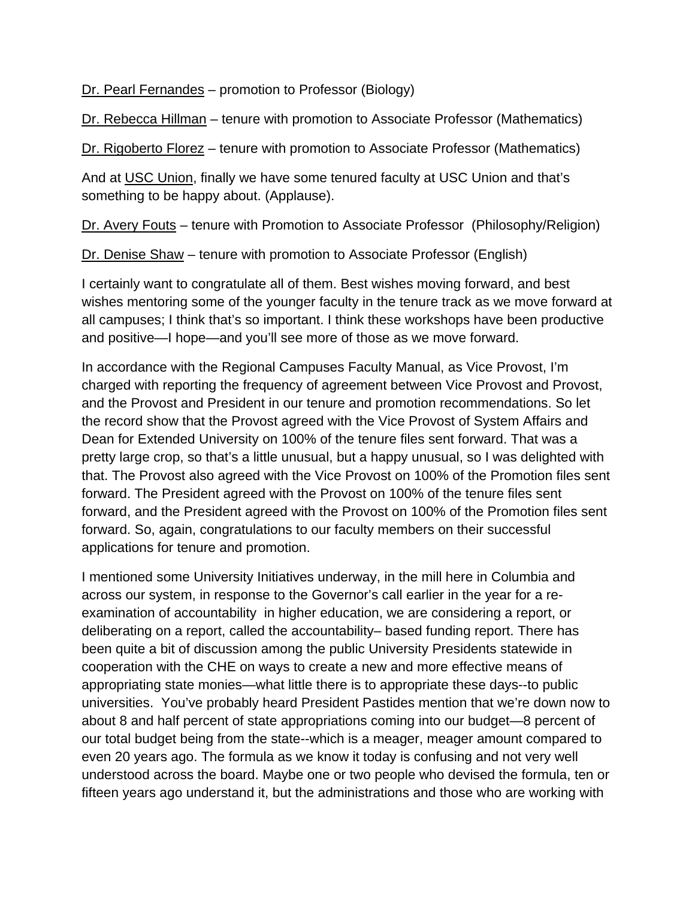Dr. Pearl Fernandes – promotion to Professor (Biology)

Dr. Rebecca Hillman – tenure with promotion to Associate Professor (Mathematics)

Dr. Rigoberto Florez – tenure with promotion to Associate Professor (Mathematics)

And at USC Union, finally we have some tenured faculty at USC Union and that's something to be happy about. (Applause).

Dr. Avery Fouts – tenure with Promotion to Associate Professor (Philosophy/Religion)

Dr. Denise Shaw – tenure with promotion to Associate Professor (English)

I certainly want to congratulate all of them. Best wishes moving forward, and best wishes mentoring some of the younger faculty in the tenure track as we move forward at all campuses; I think that's so important. I think these workshops have been productive and positive—I hope—and you'll see more of those as we move forward.

In accordance with the Regional Campuses Faculty Manual, as Vice Provost, I'm charged with reporting the frequency of agreement between Vice Provost and Provost, and the Provost and President in our tenure and promotion recommendations. So let the record show that the Provost agreed with the Vice Provost of System Affairs and Dean for Extended University on 100% of the tenure files sent forward. That was a pretty large crop, so that's a little unusual, but a happy unusual, so I was delighted with that. The Provost also agreed with the Vice Provost on 100% of the Promotion files sent forward. The President agreed with the Provost on 100% of the tenure files sent forward, and the President agreed with the Provost on 100% of the Promotion files sent forward. So, again, congratulations to our faculty members on their successful applications for tenure and promotion.

I mentioned some University Initiatives underway, in the mill here in Columbia and across our system, in response to the Governor's call earlier in the year for a re-examination of accountability in higher education, we are considering a report, or deliberating on a report, called the accountability– based funding report. There has been quite a bit of discussion among the public University Presidents statewide in cooperation with the CHE on ways to create a new and more effective means of appropriating state monies—what little there is to appropriate these days--to public universities. You've probably heard President Pastides mention that we're down now to about 8 and half percent of state appropriations coming into our budget—8 percent of our total budget being from the state--which is a meager, meager amount compared to even 20 years ago. The formula as we know it today is confusing and not very well understood across the board. Maybe one or two people who devised the formula, ten or fifteen years ago understand it, but the administrations and those who are working with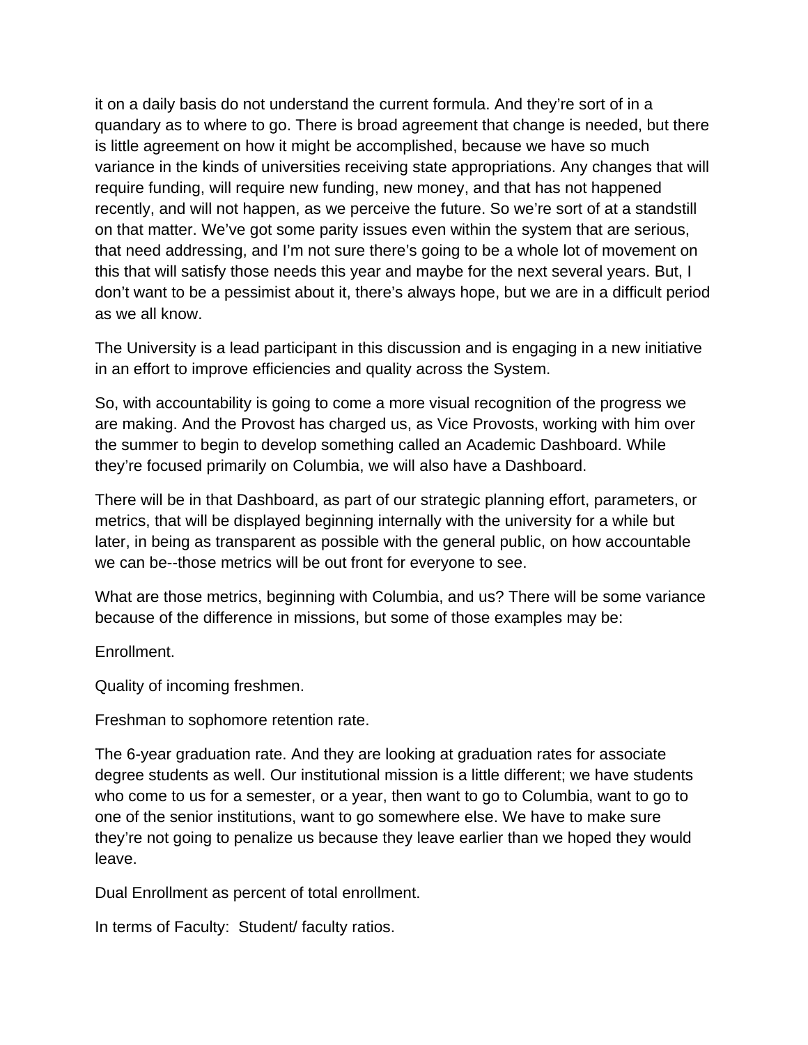it on a daily basis do not understand the current formula. And they're sort of in a quandary as to where to go. There is broad agreement that change is needed, but there is little agreement on how it might be accomplished, because we have so much variance in the kinds of universities receiving state appropriations. Any changes that will require funding, will require new funding, new money, and that has not happened recently, and will not happen, as we perceive the future. So we're sort of at a standstill on that matter. We've got some parity issues even within the system that are serious, that need addressing, and I'm not sure there's going to be a whole lot of movement on this that will satisfy those needs this year and maybe for the next several years. But, I don't want to be a pessimist about it, there's always hope, but we are in a difficult period as we all know.

The University is a lead participant in this discussion and is engaging in a new initiative in an effort to improve efficiencies and quality across the System.

So, with accountability is going to come a more visual recognition of the progress we are making. And the Provost has charged us, as Vice Provosts, working with him over the summer to begin to develop something called an Academic Dashboard. While they're focused primarily on Columbia, we will also have a Dashboard.

There will be in that Dashboard, as part of our strategic planning effort, parameters, or metrics, that will be displayed beginning internally with the university for a while but later, in being as transparent as possible with the general public, on how accountable we can be--those metrics will be out front for everyone to see.

What are those metrics, beginning with Columbia, and us? There will be some variance because of the difference in missions, but some of those examples may be:

Enrollment.

Quality of incoming freshmen.

Freshman to sophomore retention rate.

The 6-year graduation rate. And they are looking at graduation rates for associate degree students as well. Our institutional mission is a little different; we have students who come to us for a semester, or a year, then want to go to Columbia, want to go to one of the senior institutions, want to go somewhere else. We have to make sure they're not going to penalize us because they leave earlier than we hoped they would leave.

Dual Enrollment as percent of total enrollment.

In terms of Faculty: Student/ faculty ratios.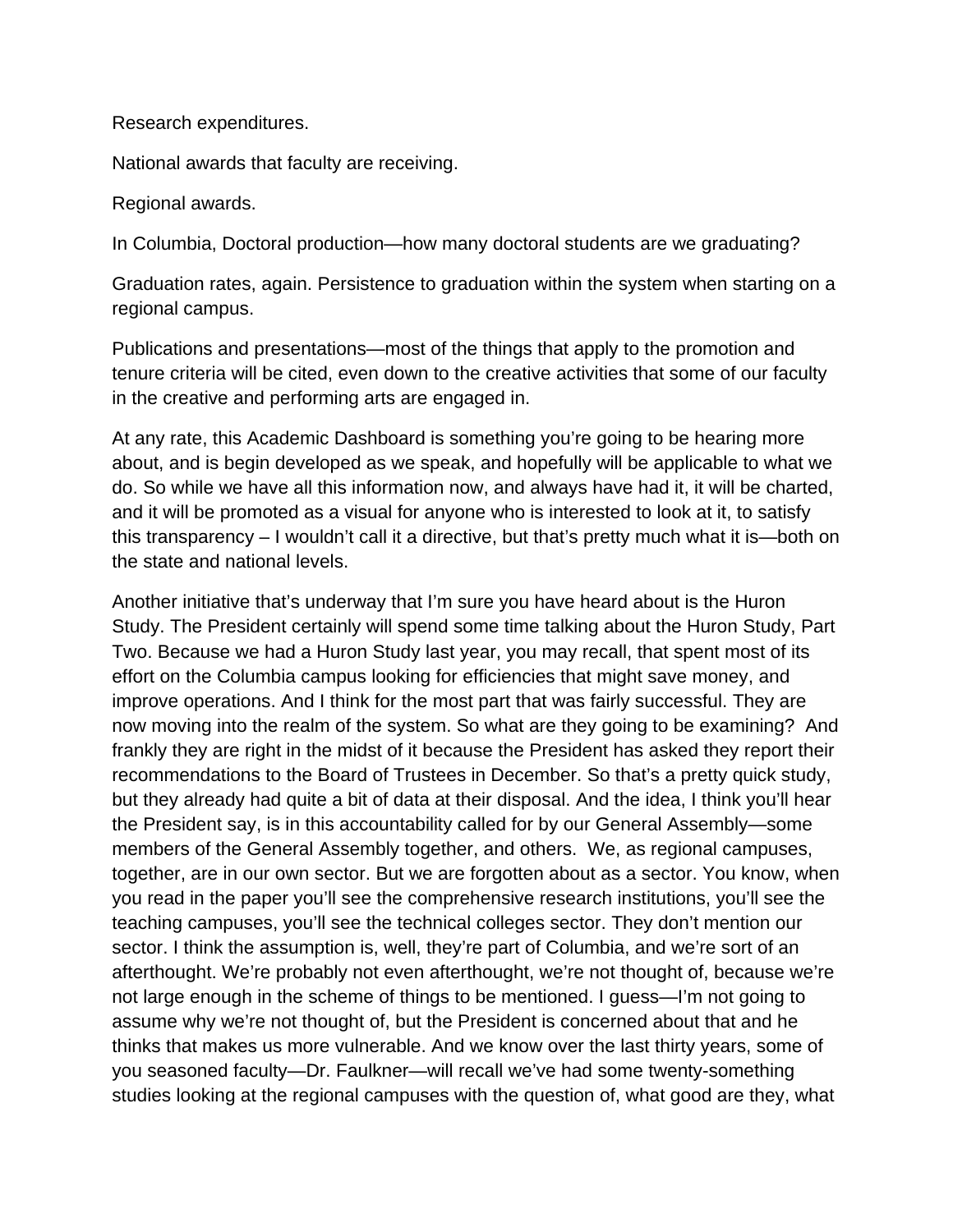Research expenditures.

National awards that faculty are receiving.

Regional awards.

In Columbia, Doctoral production—how many doctoral students are we graduating?

Graduation rates, again. Persistence to graduation within the system when starting on a regional campus.

Publications and presentations—most of the things that apply to the promotion and tenure criteria will be cited, even down to the creative activities that some of our faculty in the creative and performing arts are engaged in.

At any rate, this Academic Dashboard is something you're going to be hearing more about, and is begin developed as we speak, and hopefully will be applicable to what we do. So while we have all this information now, and always have had it, it will be charted, and it will be promoted as a visual for anyone who is interested to look at it, to satisfy this transparency – I wouldn't call it a directive, but that's pretty much what it is—both on the state and national levels.

Another initiative that's underway that I'm sure you have heard about is the Huron Study. The President certainly will spend some time talking about the Huron Study, Part Two. Because we had a Huron Study last year, you may recall, that spent most of its effort on the Columbia campus looking for efficiencies that might save money, and improve operations. And I think for the most part that was fairly successful. They are now moving into the realm of the system. So what are they going to be examining? And frankly they are right in the midst of it because the President has asked they report their recommendations to the Board of Trustees in December. So that's a pretty quick study, but they already had quite a bit of data at their disposal. And the idea, I think you'll hear the President say, is in this accountability called for by our General Assembly—some members of the General Assembly together, and others. We, as regional campuses, together, are in our own sector. But we are forgotten about as a sector. You know, when you read in the paper you'll see the comprehensive research institutions, you'll see the teaching campuses, you'll see the technical colleges sector. They don't mention our sector. I think the assumption is, well, they're part of Columbia, and we're sort of an afterthought. We're probably not even afterthought, we're not thought of, because we're not large enough in the scheme of things to be mentioned. I guess—I'm not going to assume why we're not thought of, but the President is concerned about that and he thinks that makes us more vulnerable. And we know over the last thirty years, some of you seasoned faculty—Dr. Faulkner—will recall we've had some twenty-something studies looking at the regional campuses with the question of, what good are they, what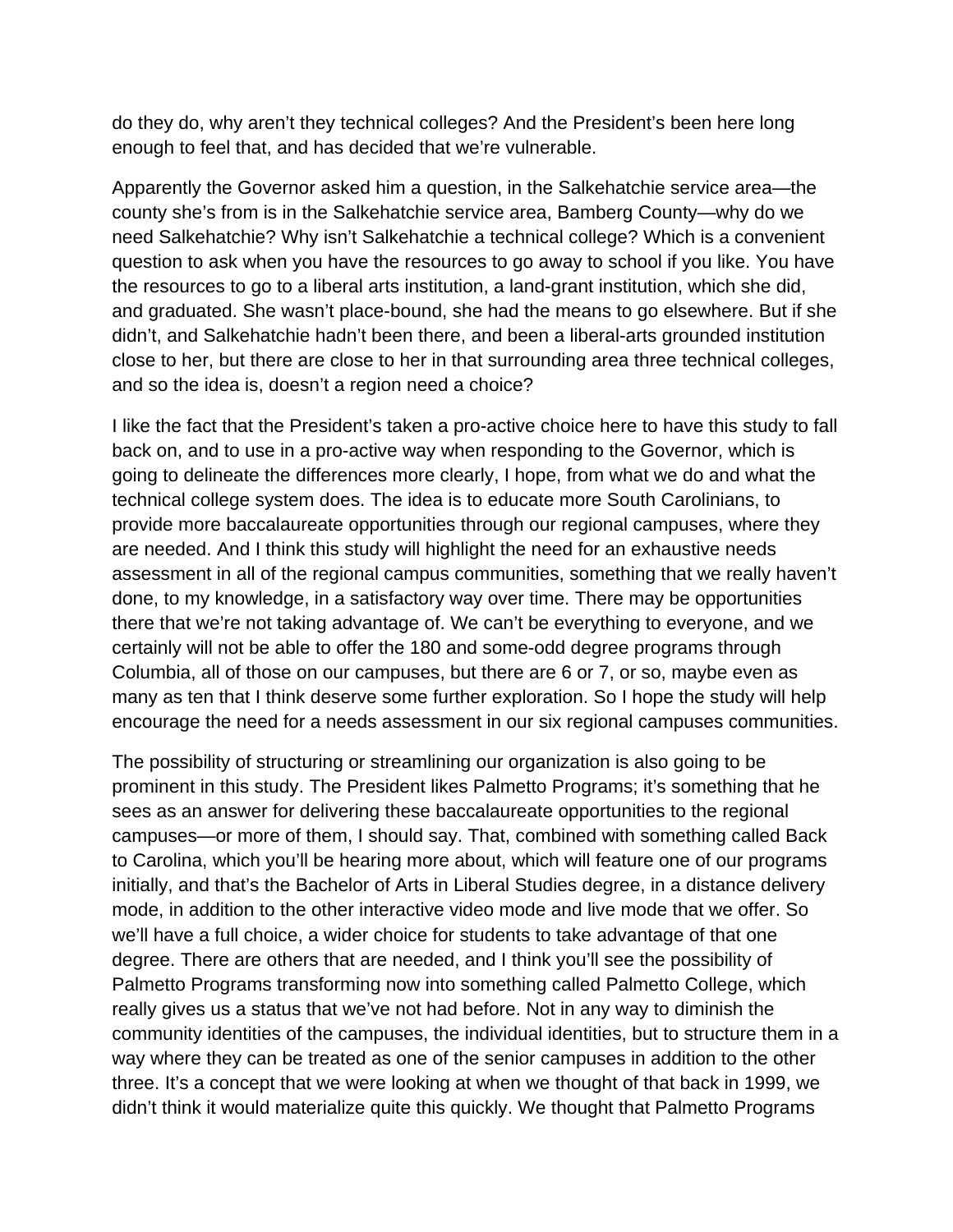do they do, why aren't they technical colleges? And the President's been here long enough to feel that, and has decided that we're vulnerable.

Apparently the Governor asked him a question, in the Salkehatchie service area—the county she's from is in the Salkehatchie service area, Bamberg County—why do we need Salkehatchie? Why isn't Salkehatchie a technical college? Which is a convenient question to ask when you have the resources to go away to school if you like. You have the resources to go to a liberal arts institution, a land-grant institution, which she did, and graduated. She wasn't place-bound, she had the means to go elsewhere. But if she didn't, and Salkehatchie hadn't been there, and been a liberal-arts grounded institution close to her, but there are close to her in that surrounding area three technical colleges, and so the idea is, doesn't a region need a choice?

I like the fact that the President's taken a pro-active choice here to have this study to fall back on, and to use in a pro-active way when responding to the Governor, which is going to delineate the differences more clearly, I hope, from what we do and what the technical college system does. The idea is to educate more South Carolinians, to provide more baccalaureate opportunities through our regional campuses, where they are needed. And I think this study will highlight the need for an exhaustive needs assessment in all of the regional campus communities, something that we really haven't done, to my knowledge, in a satisfactory way over time. There may be opportunities there that we're not taking advantage of. We can't be everything to everyone, and we certainly will not be able to offer the 180 and some-odd degree programs through Columbia, all of those on our campuses, but there are 6 or 7, or so, maybe even as many as ten that I think deserve some further exploration. So I hope the study will help encourage the need for a needs assessment in our six regional campuses communities.

The possibility of structuring or streamlining our organization is also going to be prominent in this study. The President likes Palmetto Programs; it's something that he sees as an answer for delivering these baccalaureate opportunities to the regional campuses—or more of them, I should say. That, combined with something called Back to Carolina, which you'll be hearing more about, which will feature one of our programs initially, and that's the Bachelor of Arts in Liberal Studies degree, in a distance delivery mode, in addition to the other interactive video mode and live mode that we offer. So we'll have a full choice, a wider choice for students to take advantage of that one degree. There are others that are needed, and I think you'll see the possibility of Palmetto Programs transforming now into something called Palmetto College, which really gives us a status that we've not had before. Not in any way to diminish the community identities of the campuses, the individual identities, but to structure them in a way where they can be treated as one of the senior campuses in addition to the other three. It's a concept that we were looking at when we thought of that back in 1999, we didn't think it would materialize quite this quickly. We thought that Palmetto Programs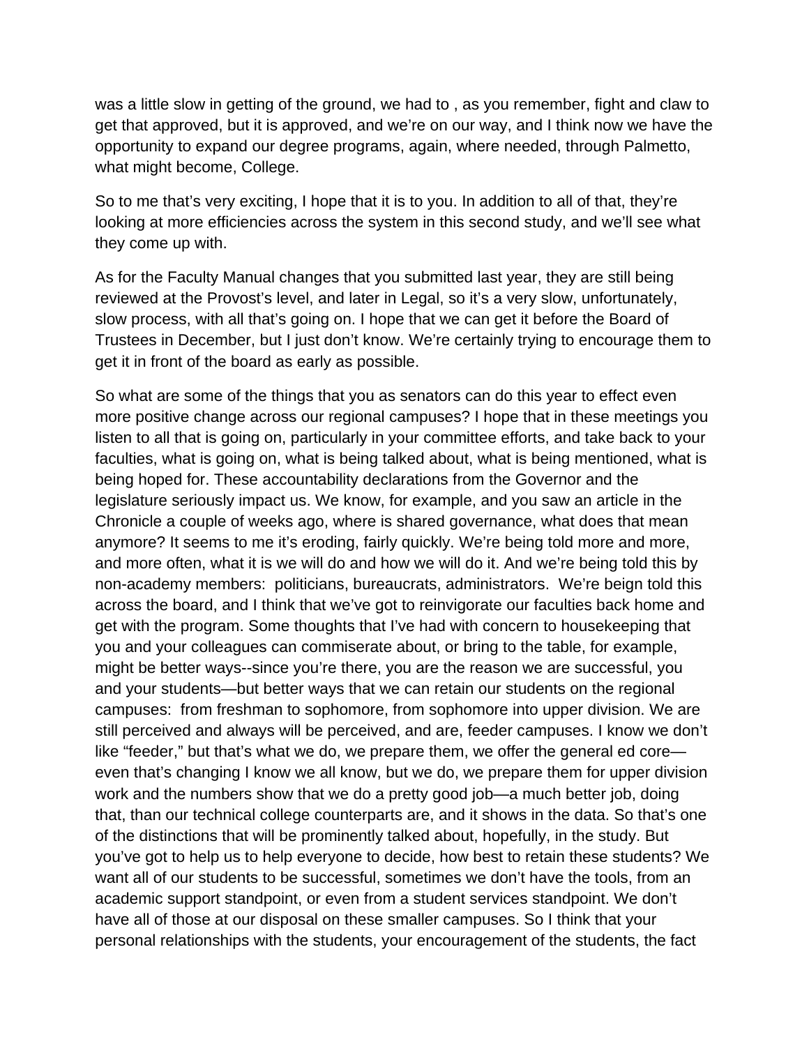was a little slow in getting of the ground, we had to , as you remember, fight and claw to get that approved, but it is approved, and we're on our way, and I think now we have the opportunity to expand our degree programs, again, where needed, through Palmetto, what might become, College.

So to me that's very exciting, I hope that it is to you. In addition to all of that, they're looking at more efficiencies across the system in this second study, and we'll see what they come up with.

As for the Faculty Manual changes that you submitted last year, they are still being reviewed at the Provost's level, and later in Legal, so it's a very slow, unfortunately, slow process, with all that's going on. I hope that we can get it before the Board of Trustees in December, but I just don't know. We're certainly trying to encourage them to get it in front of the board as early as possible.

So what are some of the things that you as senators can do this year to effect even more positive change across our regional campuses? I hope that in these meetings you listen to all that is going on, particularly in your committee efforts, and take back to your faculties, what is going on, what is being talked about, what is being mentioned, what is being hoped for. These accountability declarations from the Governor and the legislature seriously impact us. We know, for example, and you saw an article in the Chronicle a couple of weeks ago, where is shared governance, what does that mean anymore? It seems to me it's eroding, fairly quickly. We're being told more and more, and more often, what it is we will do and how we will do it. And we're being told this by non-academy members:  politicians, bureaucrats, administrators.  We're beign told this across the board, and I think that we've got to reinvigorate our faculties back home and get with the program. Some thoughts that I've had with concern to housekeeping that you and your colleagues can commiserate about, or bring to the table, for example, might be better ways--since you're there, you are the reason we are successful, you and your students—but better ways that we can retain our students on the regional campuses:  from freshman to sophomore, from sophomore into upper division. We are still perceived and always will be perceived, and are, feeder campuses. I know we don't like "feeder," but that's what we do, we prepare them, we offer the general ed core—even that's changing I know we all know, but we do, we prepare them for upper division work and the numbers show that we do a pretty good job—a much better job, doing that, than our technical college counterparts are, and it shows in the data. So that's one of the distinctions that will be prominently talked about, hopefully, in the study. But you've got to help us to help everyone to decide, how best to retain these students? We want all of our students to be successful, sometimes we don't have the tools, from an academic support standpoint, or even from a student services standpoint. We don't have all of those at our disposal on these smaller campuses. So I think that your personal relationships with the students, your encouragement of the students, the fact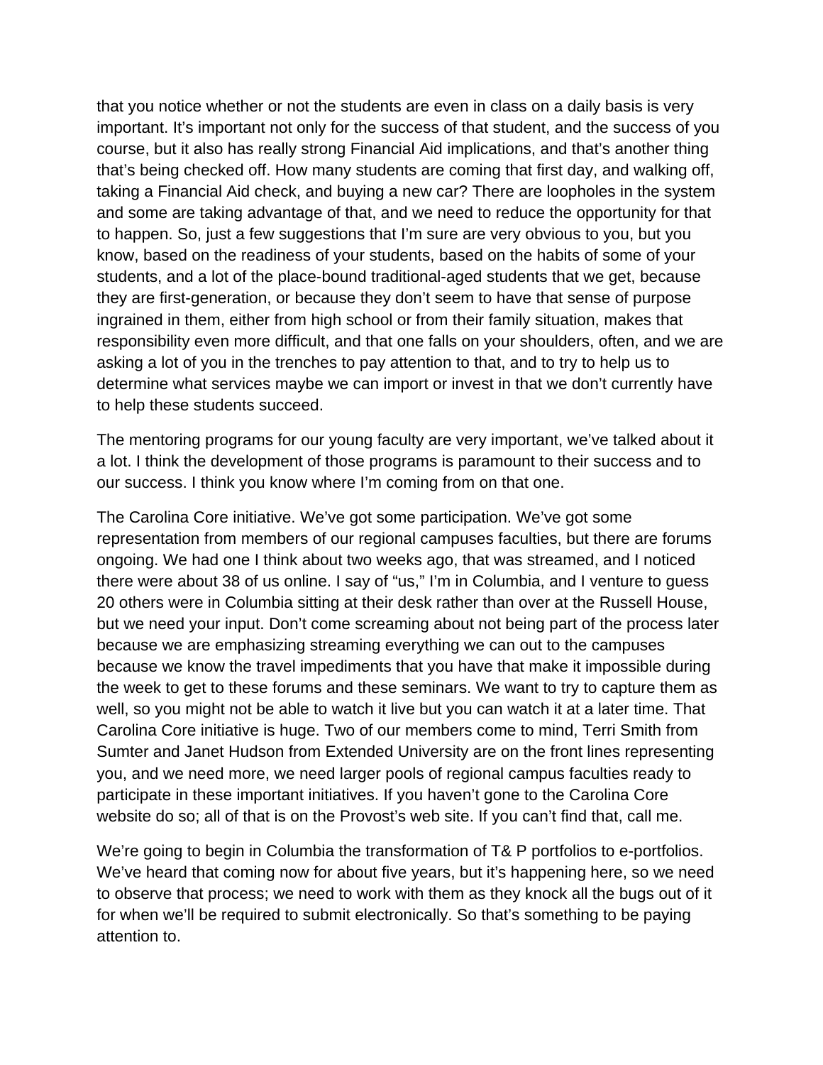that you notice whether or not the students are even in class on a daily basis is very important. It's important not only for the success of that student, and the success of you course, but it also has really strong Financial Aid implications, and that's another thing that's being checked off. How many students are coming that first day, and walking off, taking a Financial Aid check, and buying a new car? There are loopholes in the system and some are taking advantage of that, and we need to reduce the opportunity for that to happen. So, just a few suggestions that I'm sure are very obvious to you, but you know, based on the readiness of your students, based on the habits of some of your students, and a lot of the place-bound traditional-aged students that we get, because they are first-generation, or because they don't seem to have that sense of purpose ingrained in them, either from high school or from their family situation, makes that responsibility even more difficult, and that one falls on your shoulders, often, and we are asking a lot of you in the trenches to pay attention to that, and to try to help us to determine what services maybe we can import or invest in that we don't currently have to help these students succeed.

The mentoring programs for our young faculty are very important, we've talked about it a lot. I think the development of those programs is paramount to their success and to our success. I think you know where I'm coming from on that one.

The Carolina Core initiative. We've got some participation. We've got some representation from members of our regional campuses faculties, but there are forums ongoing. We had one I think about two weeks ago, that was streamed, and I noticed there were about 38 of us online. I say of "us," I'm in Columbia, and I venture to guess 20 others were in Columbia sitting at their desk rather than over at the Russell House, but we need your input. Don't come screaming about not being part of the process later because we are emphasizing streaming everything we can out to the campuses because we know the travel impediments that you have that make it impossible during the week to get to these forums and these seminars. We want to try to capture them as well, so you might not be able to watch it live but you can watch it at a later time. That Carolina Core initiative is huge. Two of our members come to mind, Terri Smith from Sumter and Janet Hudson from Extended University are on the front lines representing you, and we need more, we need larger pools of regional campus faculties ready to participate in these important initiatives. If you haven't gone to the Carolina Core website do so; all of that is on the Provost's web site. If you can't find that, call me.

We're going to begin in Columbia the transformation of T& P portfolios to e-portfolios. We've heard that coming now for about five years, but it's happening here, so we need to observe that process; we need to work with them as they knock all the bugs out of it for when we'll be required to submit electronically. So that's something to be paying attention to.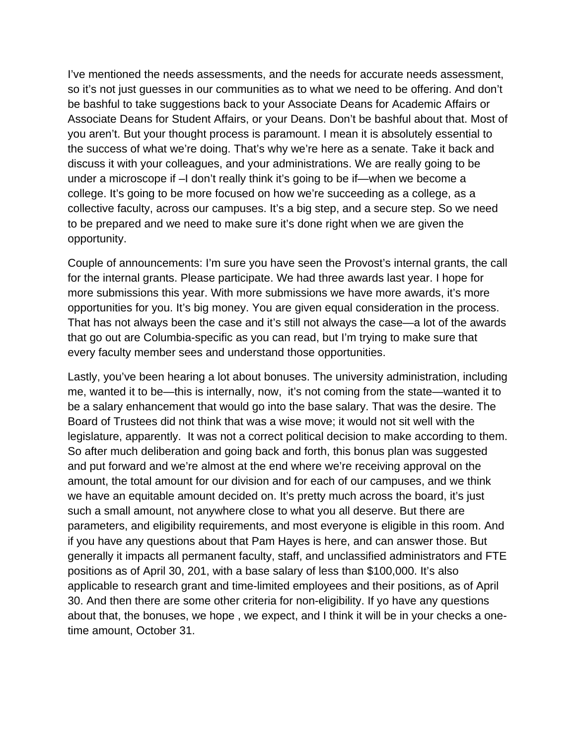I've mentioned the needs assessments, and the needs for accurate needs assessment, so it's not just guesses in our communities as to what we need to be offering. And don't be bashful to take suggestions back to your Associate Deans for Academic Affairs or Associate Deans for Student Affairs, or your Deans. Don't be bashful about that. Most of you aren't. But your thought process is paramount. I mean it is absolutely essential to the success of what we're doing. That's why we're here as a senate. Take it back and discuss it with your colleagues, and your administrations. We are really going to be under a microscope if –I don't really think it's going to be if—when we become a college. It's going to be more focused on how we're succeeding as a college, as a collective faculty, across our campuses. It's a big step, and a secure step. So we need to be prepared and we need to make sure it's done right when we are given the opportunity.

Couple of announcements: I'm sure you have seen the Provost's internal grants, the call for the internal grants. Please participate. We had three awards last year. I hope for more submissions this year. With more submissions we have more awards, it's more opportunities for you. It's big money. You are given equal consideration in the process. That has not always been the case and it's still not always the case—a lot of the awards that go out are Columbia-specific as you can read, but I'm trying to make sure that every faculty member sees and understand those opportunities.

Lastly, you've been hearing a lot about bonuses. The university administration, including me, wanted it to be—this is internally, now, it's not coming from the state—wanted it to be a salary enhancement that would go into the base salary. That was the desire. The Board of Trustees did not think that was a wise move; it would not sit well with the legislature, apparently. It was not a correct political decision to make according to them. So after much deliberation and going back and forth, this bonus plan was suggested and put forward and we're almost at the end where we're receiving approval on the amount, the total amount for our division and for each of our campuses, and we think we have an equitable amount decided on. It's pretty much across the board, it's just such a small amount, not anywhere close to what you all deserve. But there are parameters, and eligibility requirements, and most everyone is eligible in this room. And if you have any questions about that Pam Hayes is here, and can answer those. But generally it impacts all permanent faculty, staff, and unclassified administrators and FTE positions as of April 30, 201, with a base salary of less than $100,000. It's also applicable to research grant and time-limited employees and their positions, as of April 30. And then there are some other criteria for non-eligibility. If yo have any questions about that, the bonuses, we hope , we expect, and I think it will be in your checks a one-time amount, October 31.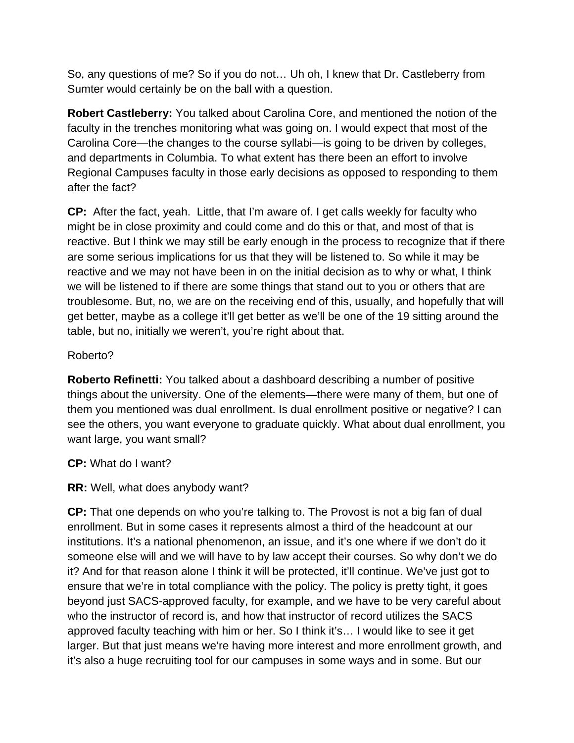So, any questions of me? So if you do not… Uh oh, I knew that Dr. Castleberry from Sumter would certainly be on the ball with a question.

**Robert Castleberry:** You talked about Carolina Core, and mentioned the notion of the faculty in the trenches monitoring what was going on. I would expect that most of the Carolina Core—the changes to the course syllabi—is going to be driven by colleges, and departments in Columbia. To what extent has there been an effort to involve Regional Campuses faculty in those early decisions as opposed to responding to them after the fact?

**CP:** After the fact, yeah. Little, that I'm aware of. I get calls weekly for faculty who might be in close proximity and could come and do this or that, and most of that is reactive. But I think we may still be early enough in the process to recognize that if there are some serious implications for us that they will be listened to. So while it may be reactive and we may not have been in on the initial decision as to why or what, I think we will be listened to if there are some things that stand out to you or others that are troublesome. But, no, we are on the receiving end of this, usually, and hopefully that will get better, maybe as a college it'll get better as we'll be one of the 19 sitting around the table, but no, initially we weren't, you're right about that.

Roberto?

**Roberto Refinetti:** You talked about a dashboard describing a number of positive things about the university. One of the elements—there were many of them, but one of them you mentioned was dual enrollment. Is dual enrollment positive or negative? I can see the others, you want everyone to graduate quickly. What about dual enrollment, you want large, you want small?

**CP:** What do I want?

**RR:** Well, what does anybody want?

**CP:** That one depends on who you're talking to. The Provost is not a big fan of dual enrollment. But in some cases it represents almost a third of the headcount at our institutions. It's a national phenomenon, an issue, and it's one where if we don't do it someone else will and we will have to by law accept their courses. So why don't we do it? And for that reason alone I think it will be protected, it'll continue. We've just got to ensure that we're in total compliance with the policy. The policy is pretty tight, it goes beyond just SACS-approved faculty, for example, and we have to be very careful about who the instructor of record is, and how that instructor of record utilizes the SACS approved faculty teaching with him or her. So I think it's… I would like to see it get larger. But that just means we're having more interest and more enrollment growth, and it's also a huge recruiting tool for our campuses in some ways and in some. But our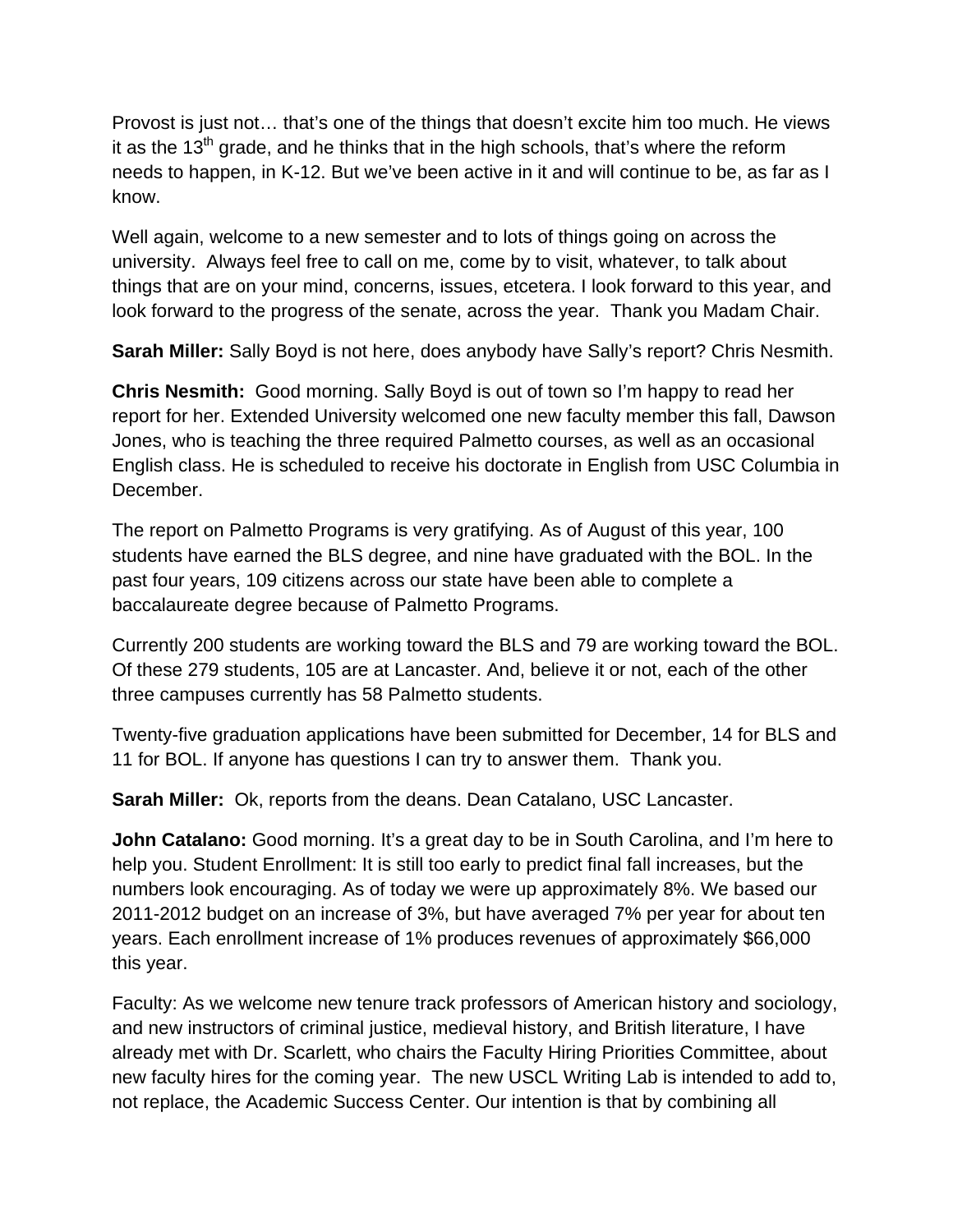Provost is just not… that's one of the things that doesn't excite him too much. He views it as the 13th grade, and he thinks that in the high schools, that's where the reform needs to happen, in K-12. But we've been active in it and will continue to be, as far as I know.

Well again, welcome to a new semester and to lots of things going on across the university. Always feel free to call on me, come by to visit, whatever, to talk about things that are on your mind, concerns, issues, etcetera. I look forward to this year, and look forward to the progress of the senate, across the year. Thank you Madam Chair.

**Sarah Miller:** Sally Boyd is not here, does anybody have Sally's report? Chris Nesmith.

**Chris Nesmith:** Good morning. Sally Boyd is out of town so I'm happy to read her report for her. Extended University welcomed one new faculty member this fall, Dawson Jones, who is teaching the three required Palmetto courses, as well as an occasional English class. He is scheduled to receive his doctorate in English from USC Columbia in December.

The report on Palmetto Programs is very gratifying. As of August of this year, 100 students have earned the BLS degree, and nine have graduated with the BOL. In the past four years, 109 citizens across our state have been able to complete a baccalaureate degree because of Palmetto Programs.

Currently 200 students are working toward the BLS and 79 are working toward the BOL. Of these 279 students, 105 are at Lancaster. And, believe it or not, each of the other three campuses currently has 58 Palmetto students.

Twenty-five graduation applications have been submitted for December, 14 for BLS and 11 for BOL. If anyone has questions I can try to answer them. Thank you.

**Sarah Miller:** Ok, reports from the deans. Dean Catalano, USC Lancaster.

**John Catalano:** Good morning. It's a great day to be in South Carolina, and I'm here to help you. Student Enrollment: It is still too early to predict final fall increases, but the numbers look encouraging. As of today we were up approximately 8%. We based our 2011-2012 budget on an increase of 3%, but have averaged 7% per year for about ten years. Each enrollment increase of 1% produces revenues of approximately $66,000 this year.

Faculty: As we welcome new tenure track professors of American history and sociology, and new instructors of criminal justice, medieval history, and British literature, I have already met with Dr. Scarlett, who chairs the Faculty Hiring Priorities Committee, about new faculty hires for the coming year. The new USCL Writing Lab is intended to add to, not replace, the Academic Success Center. Our intention is that by combining all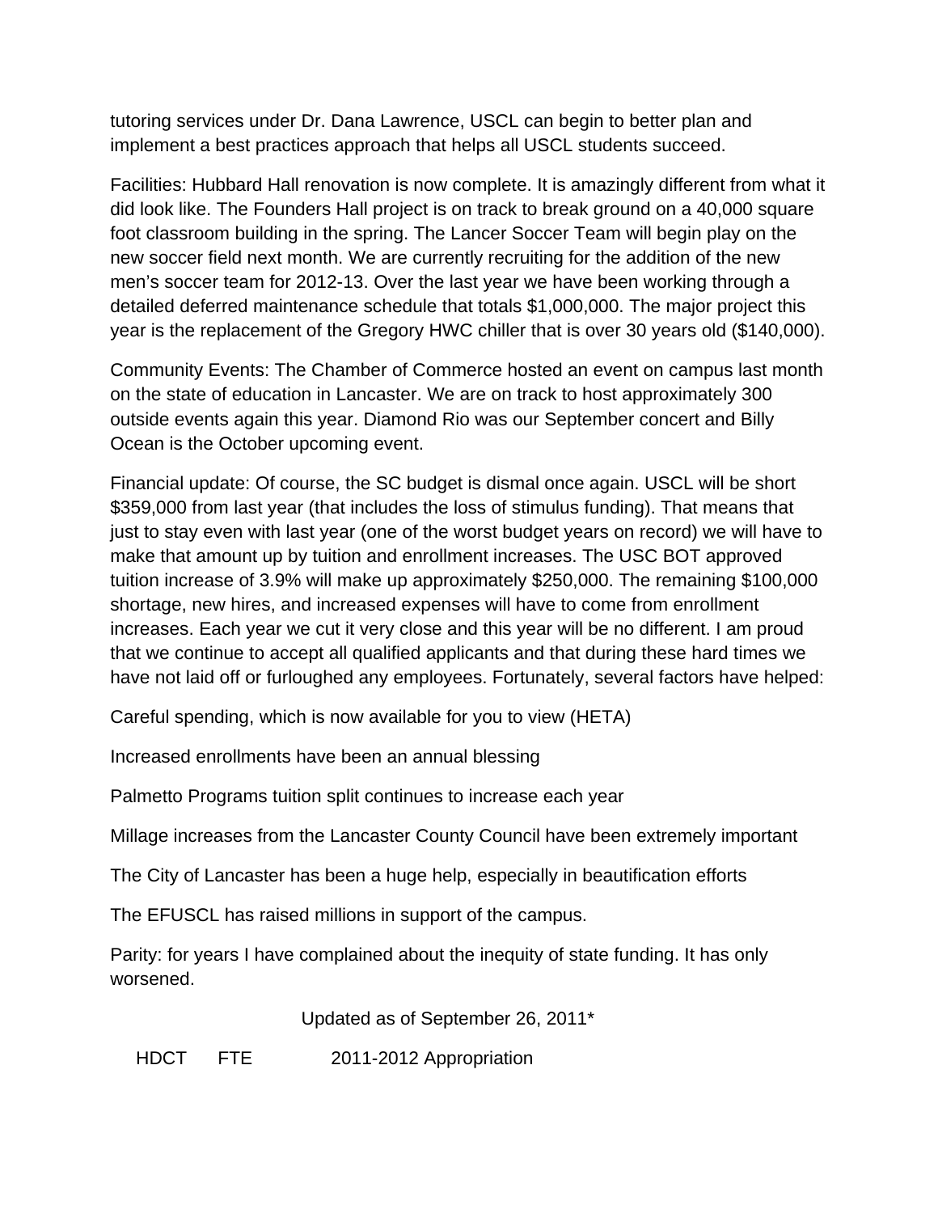tutoring services under Dr. Dana Lawrence, USCL can begin to better plan and implement a best practices approach that helps all USCL students succeed.

Facilities: Hubbard Hall renovation is now complete. It is amazingly different from what it did look like. The Founders Hall project is on track to break ground on a 40,000 square foot classroom building in the spring. The Lancer Soccer Team will begin play on the new soccer field next month. We are currently recruiting for the addition of the new men's soccer team for 2012-13. Over the last year we have been working through a detailed deferred maintenance schedule that totals $1,000,000. The major project this year is the replacement of the Gregory HWC chiller that is over 30 years old ($140,000).

Community Events: The Chamber of Commerce hosted an event on campus last month on the state of education in Lancaster. We are on track to host approximately 300 outside events again this year. Diamond Rio was our September concert and Billy Ocean is the October upcoming event.

Financial update: Of course, the SC budget is dismal once again. USCL will be short $359,000 from last year (that includes the loss of stimulus funding). That means that just to stay even with last year (one of the worst budget years on record) we will have to make that amount up by tuition and enrollment increases. The USC BOT approved tuition increase of 3.9% will make up approximately $250,000. The remaining $100,000 shortage, new hires, and increased expenses will have to come from enrollment increases. Each year we cut it very close and this year will be no different. I am proud that we continue to accept all qualified applicants and that during these hard times we have not laid off or furloughed any employees. Fortunately, several factors have helped:

Careful spending, which is now available for you to view (HETA)

Increased enrollments have been an annual blessing

Palmetto Programs tuition split continues to increase each year

Millage increases from the Lancaster County Council have been extremely important

The City of Lancaster has been a huge help, especially in beautification efforts

The EFUSCL has raised millions in support of the campus.

Parity: for years I have complained about the inequity of state funding. It has only worsened.

Updated as of September 26, 2011*

HDCT FTE 2011-2012 Appropriation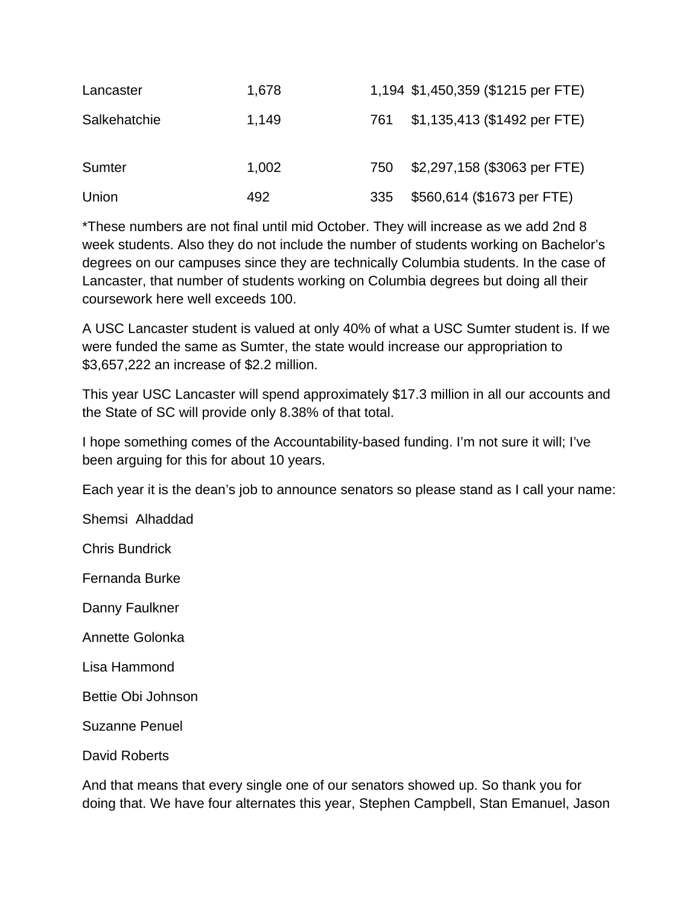| | | | |
|---|---|---|---|
| Lancaster | 1,678 | 1,194 | $1,450,359 ($1215 per FTE) |
| Salkehatchie | 1,149 | 761 | $1,135,413 ($1492 per FTE) |
| Sumter | 1,002 | 750 | $2,297,158 ($3063 per FTE) |
| Union | 492 | 335 | $560,614 ($1673 per FTE) |

*These numbers are not final until mid October. They will increase as we add 2nd 8 week students. Also they do not include the number of students working on Bachelor's degrees on our campuses since they are technically Columbia students. In the case of Lancaster, that number of students working on Columbia degrees but doing all their coursework here well exceeds 100.

A USC Lancaster student is valued at only 40% of what a USC Sumter student is. If we were funded the same as Sumter, the state would increase our appropriation to $3,657,222 an increase of $2.2 million.

This year USC Lancaster will spend approximately $17.3 million in all our accounts and the State of SC will provide only 8.38% of that total.

I hope something comes of the Accountability-based funding. I'm not sure it will; I've been arguing for this for about 10 years.

Each year it is the dean's job to announce senators so please stand as I call your name:

Shemsi Alhaddad

Chris Bundrick

Fernanda Burke

Danny Faulkner

Annette Golonka

Lisa Hammond

Bettie Obi Johnson

Suzanne Penuel

David Roberts

And that means that every single one of our senators showed up. So thank you for doing that. We have four alternates this year, Stephen Campbell, Stan Emanuel, Jason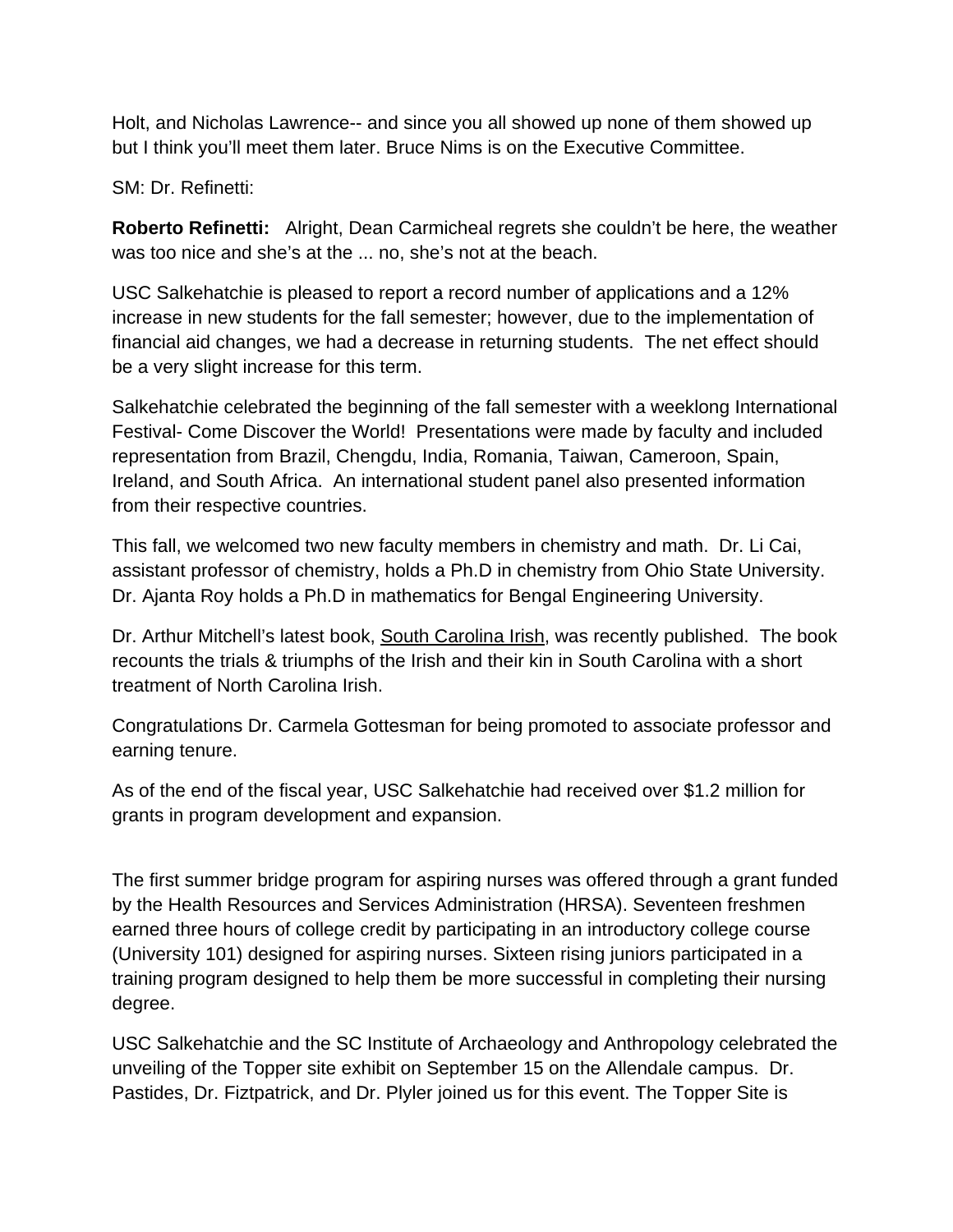Holt, and Nicholas Lawrence-- and since you all showed up none of them showed up but I think you'll meet them later. Bruce Nims is on the Executive Committee.

SM: Dr. Refinetti:

**Roberto Refinetti:** Alright, Dean Carmicheal regrets she couldn't be here, the weather was too nice and she's at the ... no, she's not at the beach.

USC Salkehatchie is pleased to report a record number of applications and a 12% increase in new students for the fall semester; however, due to the implementation of financial aid changes, we had a decrease in returning students. The net effect should be a very slight increase for this term.

Salkehatchie celebrated the beginning of the fall semester with a weeklong International Festival- Come Discover the World! Presentations were made by faculty and included representation from Brazil, Chengdu, India, Romania, Taiwan, Cameroon, Spain, Ireland, and South Africa. An international student panel also presented information from their respective countries.

This fall, we welcomed two new faculty members in chemistry and math. Dr. Li Cai, assistant professor of chemistry, holds a Ph.D in chemistry from Ohio State University. Dr. Ajanta Roy holds a Ph.D in mathematics for Bengal Engineering University.

Dr. Arthur Mitchell's latest book, South Carolina Irish, was recently published. The book recounts the trials & triumphs of the Irish and their kin in South Carolina with a short treatment of North Carolina Irish.

Congratulations Dr. Carmela Gottesman for being promoted to associate professor and earning tenure.

As of the end of the fiscal year, USC Salkehatchie had received over $1.2 million for grants in program development and expansion.

The first summer bridge program for aspiring nurses was offered through a grant funded by the Health Resources and Services Administration (HRSA). Seventeen freshmen earned three hours of college credit by participating in an introductory college course (University 101) designed for aspiring nurses. Sixteen rising juniors participated in a training program designed to help them be more successful in completing their nursing degree.

USC Salkehatchie and the SC Institute of Archaeology and Anthropology celebrated the unveiling of the Topper site exhibit on September 15 on the Allendale campus. Dr. Pastides, Dr. Fiztpatrick, and Dr. Plyler joined us for this event. The Topper Site is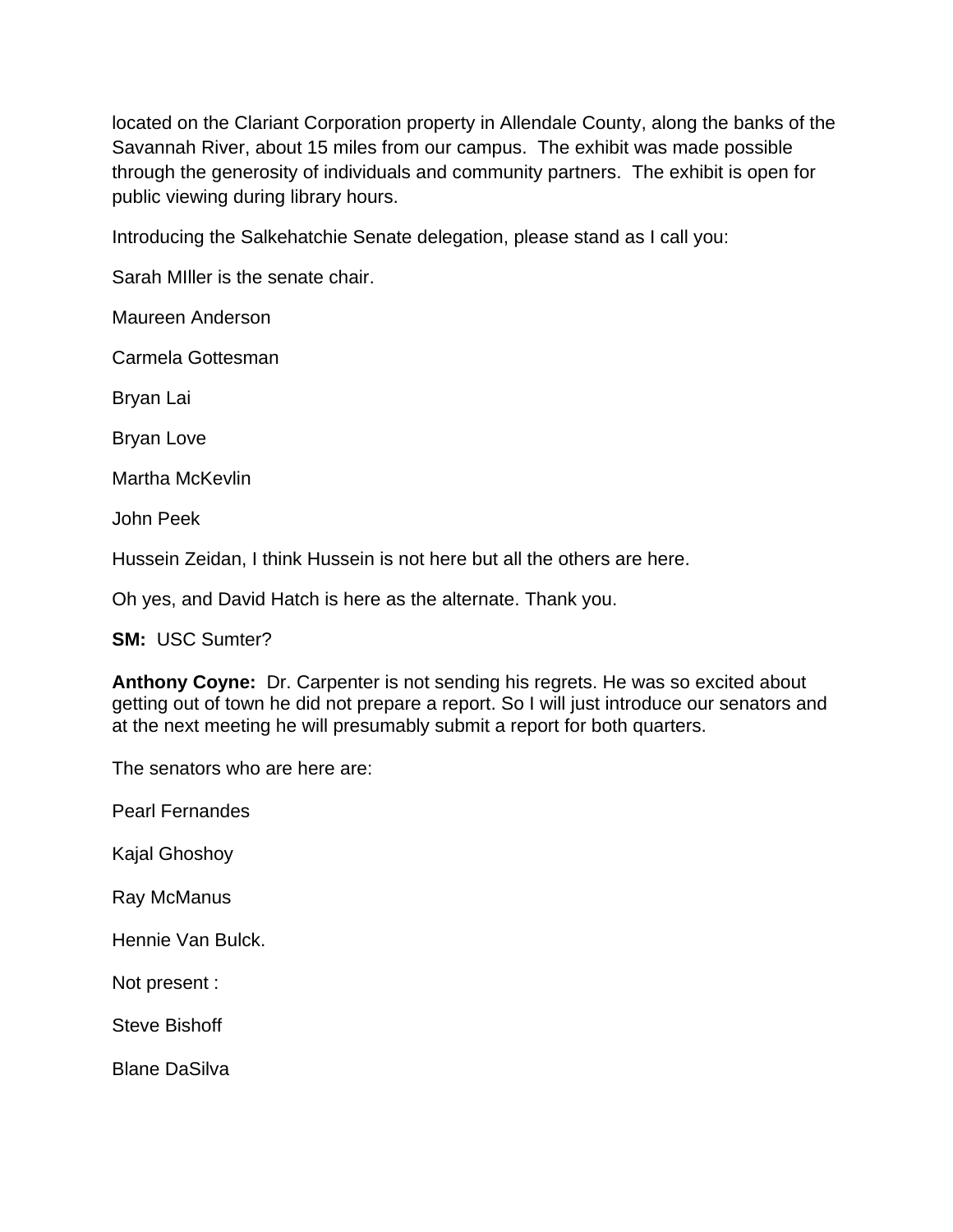located on the Clariant Corporation property in Allendale County, along the banks of the Savannah River, about 15 miles from our campus. The exhibit was made possible through the generosity of individuals and community partners. The exhibit is open for public viewing during library hours.

Introducing the Salkehatchie Senate delegation, please stand as I call you:

Sarah MIller is the senate chair.

Maureen Anderson

Carmela Gottesman

Bryan Lai

Bryan Love

Martha McKevlin

John Peek

Hussein Zeidan, I think Hussein is not here but all the others are here.

Oh yes, and David Hatch is here as the alternate. Thank you.

**SM:** USC Sumter?

**Anthony Coyne:** Dr. Carpenter is not sending his regrets. He was so excited about getting out of town he did not prepare a report. So I will just introduce our senators and at the next meeting he will presumably submit a report for both quarters.

The senators who are here are:

Pearl Fernandes

Kajal Ghoshoy

Ray McManus

Hennie Van Bulck.

Not present :

Steve Bishoff

Blane DaSilva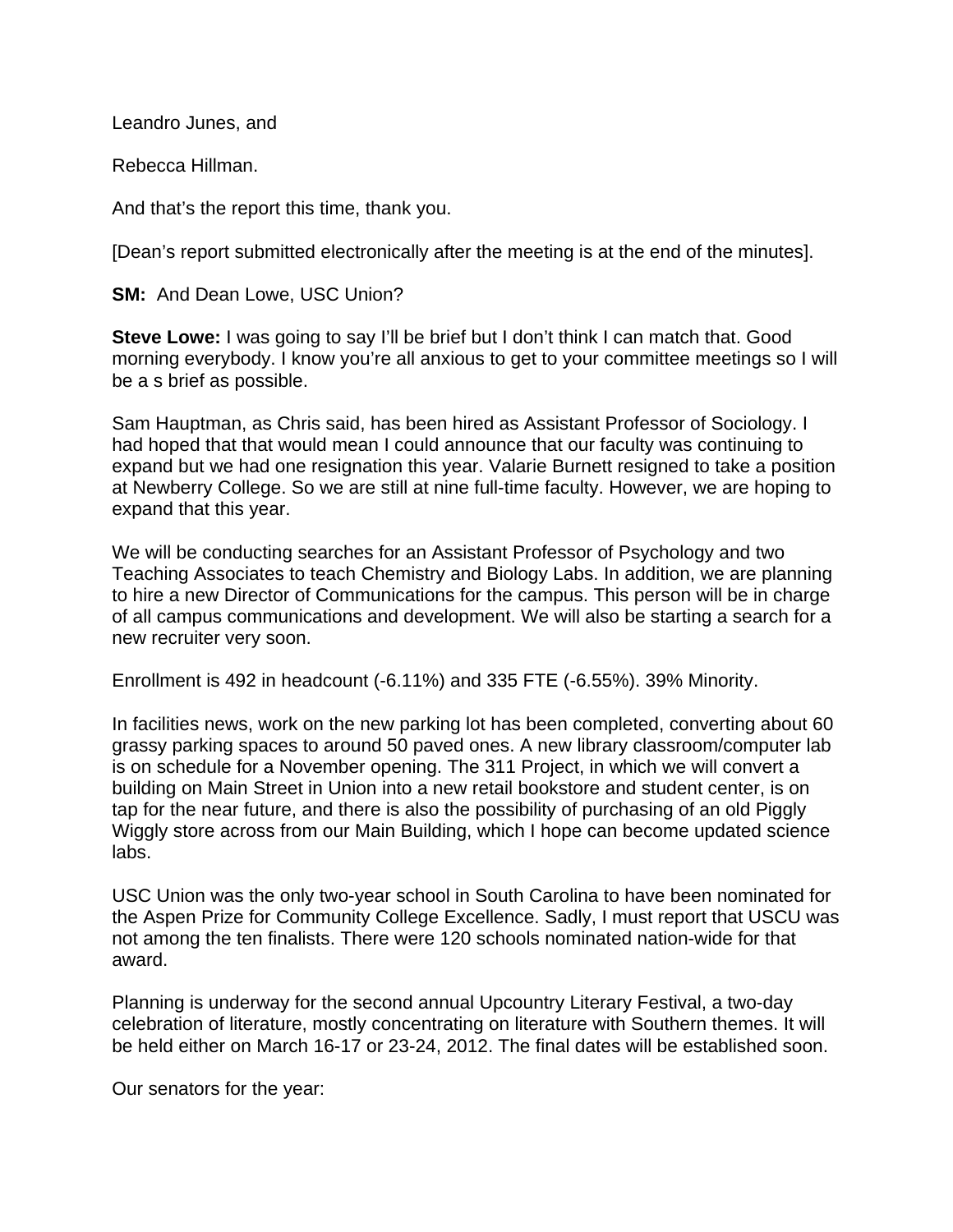Leandro Junes, and

Rebecca Hillman.

And that's the report this time, thank you.

[Dean's report submitted electronically after the meeting is at the end of the minutes].

**SM:** And Dean Lowe, USC Union?

**Steve Lowe:** I was going to say I'll be brief but I don't think I can match that. Good morning everybody. I know you're all anxious to get to your committee meetings so I will be a s brief as possible.

Sam Hauptman, as Chris said, has been hired as Assistant Professor of Sociology. I had hoped that that would mean I could announce that our faculty was continuing to expand but we had one resignation this year. Valarie Burnett resigned to take a position at Newberry College. So we are still at nine full-time faculty. However, we are hoping to expand that this year.

We will be conducting searches for an Assistant Professor of Psychology and two Teaching Associates to teach Chemistry and Biology Labs. In addition, we are planning to hire a new Director of Communications for the campus. This person will be in charge of all campus communications and development. We will also be starting a search for a new recruiter very soon.

Enrollment is 492 in headcount (-6.11%) and 335 FTE (-6.55%). 39% Minority.

In facilities news, work on the new parking lot has been completed, converting about 60 grassy parking spaces to around 50 paved ones. A new library classroom/computer lab is on schedule for a November opening. The 311 Project, in which we will convert a building on Main Street in Union into a new retail bookstore and student center, is on tap for the near future, and there is also the possibility of purchasing of an old Piggly Wiggly store across from our Main Building, which I hope can become updated science labs.

USC Union was the only two-year school in South Carolina to have been nominated for the Aspen Prize for Community College Excellence. Sadly, I must report that USCU was not among the ten finalists. There were 120 schools nominated nation-wide for that award.

Planning is underway for the second annual Upcountry Literary Festival, a two-day celebration of literature, mostly concentrating on literature with Southern themes. It will be held either on March 16-17 or 23-24, 2012. The final dates will be established soon.

Our senators for the year: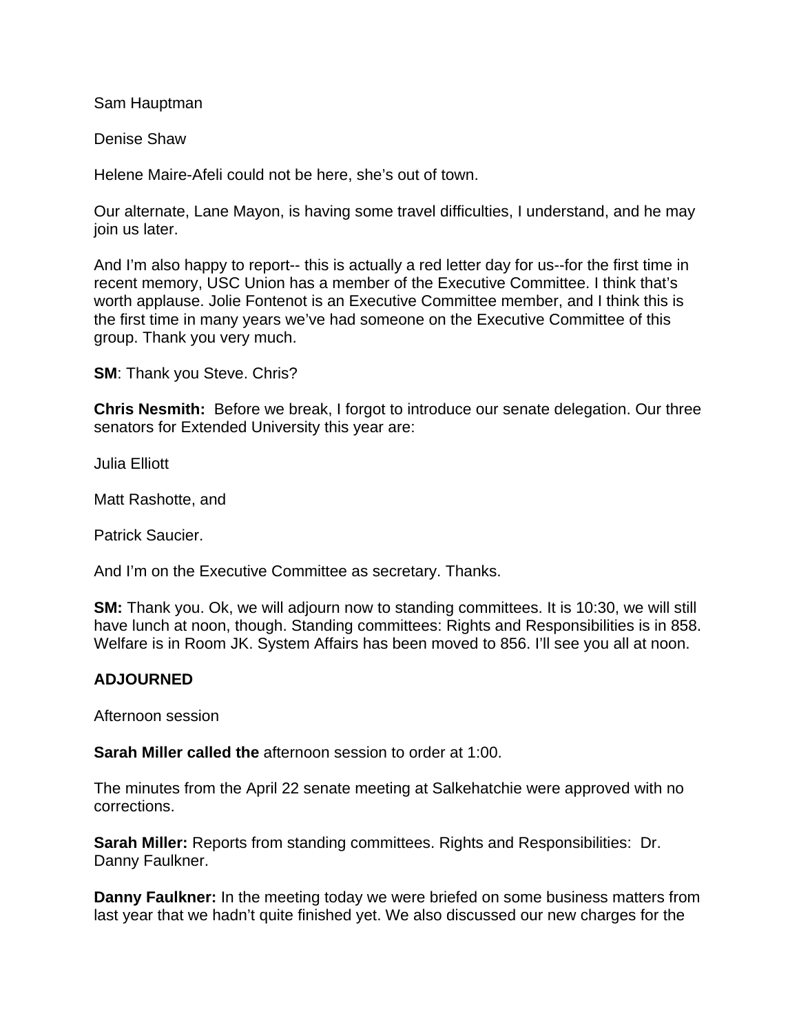Sam Hauptman

Denise Shaw

Helene Maire-Afeli could not be here, she's out of town.

Our alternate, Lane Mayon, is having some travel difficulties, I understand, and he may join us later.

And I'm also happy to report-- this is actually a red letter day for us--for the first time in recent memory, USC Union has a member of the Executive Committee. I think that's worth applause. Jolie Fontenot is an Executive Committee member, and I think this is the first time in many years we've had someone on the Executive Committee of this group. Thank you very much.

**SM**: Thank you Steve. Chris?

**Chris Nesmith:** Before we break, I forgot to introduce our senate delegation. Our three senators for Extended University this year are:

Julia Elliott

Matt Rashotte, and

Patrick Saucier.

And I'm on the Executive Committee as secretary. Thanks.

**SM:** Thank you. Ok, we will adjourn now to standing committees. It is 10:30, we will still have lunch at noon, though. Standing committees: Rights and Responsibilities is in 858. Welfare is in Room JK. System Affairs has been moved to 856. I'll see you all at noon.

**ADJOURNED**

Afternoon session

**Sarah Miller called the** afternoon session to order at 1:00.

The minutes from the April 22 senate meeting at Salkehatchie were approved with no corrections.

**Sarah Miller:** Reports from standing committees. Rights and Responsibilities: Dr. Danny Faulkner.

**Danny Faulkner:** In the meeting today we were briefed on some business matters from last year that we hadn't quite finished yet. We also discussed our new charges for the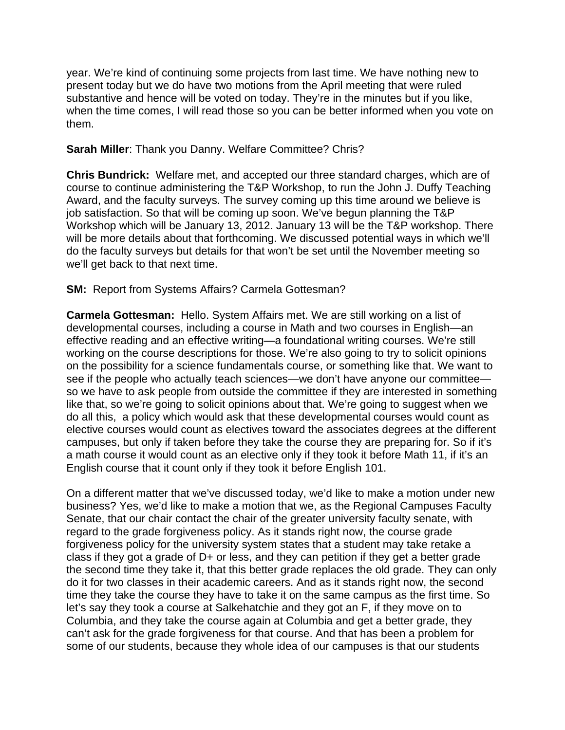year. We're kind of continuing some projects from last time. We have nothing new to present today but we do have two motions from the April meeting that were ruled substantive and hence will be voted on today. They're in the minutes but if you like, when the time comes, I will read those so you can be better informed when you vote on them.

**Sarah Miller**: Thank you Danny. Welfare Committee? Chris?

**Chris Bundrick:** Welfare met, and accepted our three standard charges, which are of course to continue administering the T&P Workshop, to run the John J. Duffy Teaching Award, and the faculty surveys. The survey coming up this time around we believe is job satisfaction. So that will be coming up soon. We've begun planning the T&P Workshop which will be January 13, 2012. January 13 will be the T&P workshop. There will be more details about that forthcoming. We discussed potential ways in which we'll do the faculty surveys but details for that won't be set until the November meeting so we'll get back to that next time.

**SM:** Report from Systems Affairs? Carmela Gottesman?

**Carmela Gottesman:** Hello. System Affairs met. We are still working on a list of developmental courses, including a course in Math and two courses in English—an effective reading and an effective writing—a foundational writing courses. We're still working on the course descriptions for those. We're also going to try to solicit opinions on the possibility for a science fundamentals course, or something like that. We want to see if the people who actually teach sciences—we don't have anyone our committee—so we have to ask people from outside the committee if they are interested in something like that, so we're going to solicit opinions about that. We're going to suggest when we do all this, a policy which would ask that these developmental courses would count as elective courses would count as electives toward the associates degrees at the different campuses, but only if taken before they take the course they are preparing for. So if it's a math course it would count as an elective only if they took it before Math 11, if it's an English course that it count only if they took it before English 101.

On a different matter that we've discussed today, we'd like to make a motion under new business? Yes, we'd like to make a motion that we, as the Regional Campuses Faculty Senate, that our chair contact the chair of the greater university faculty senate, with regard to the grade forgiveness policy. As it stands right now, the course grade forgiveness policy for the university system states that a student may take retake a class if they got a grade of D+ or less, and they can petition if they get a better grade the second time they take it, that this better grade replaces the old grade. They can only do it for two classes in their academic careers. And as it stands right now, the second time they take the course they have to take it on the same campus as the first time. So let's say they took a course at Salkehatchie and they got an F, if they move on to Columbia, and they take the course again at Columbia and get a better grade, they can't ask for the grade forgiveness for that course. And that has been a problem for some of our students, because they whole idea of our campuses is that our students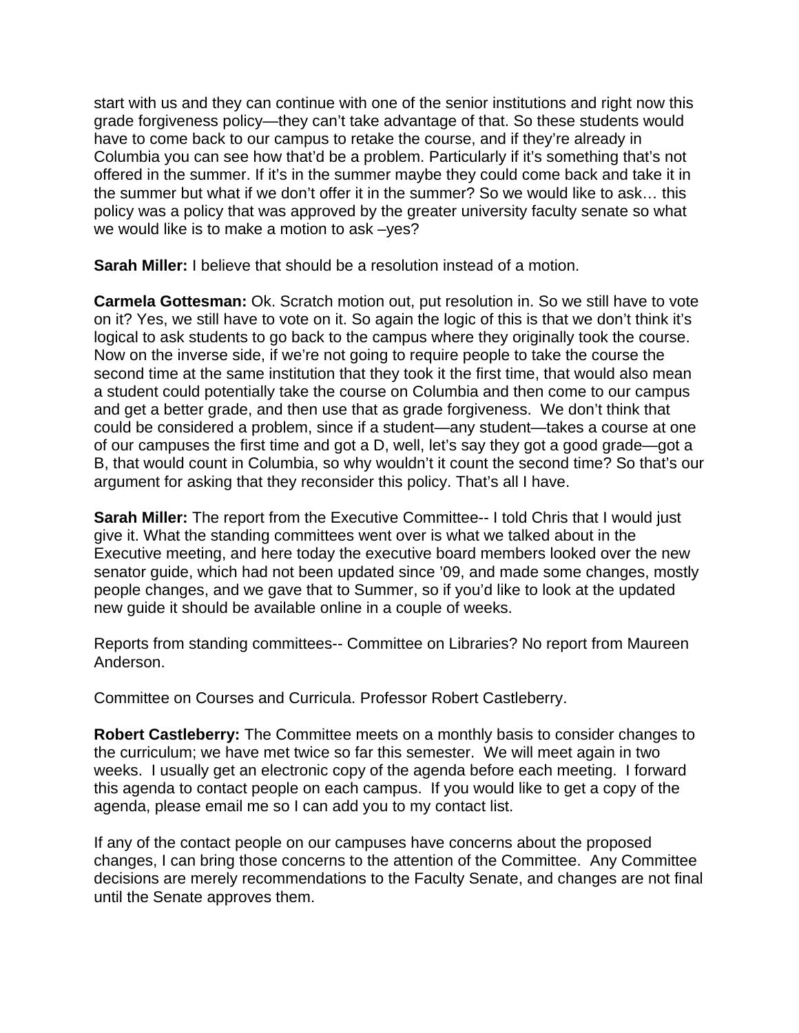start with us and they can continue with one of the senior institutions and right now this grade forgiveness policy—they can't take advantage of that. So these students would have to come back to our campus to retake the course, and if they're already in Columbia you can see how that'd be a problem. Particularly if it's something that's not offered in the summer. If it's in the summer maybe they could come back and take it in the summer but what if we don't offer it in the summer? So we would like to ask… this policy was a policy that was approved by the greater university faculty senate so what we would like is to make a motion to ask –yes?

**Sarah Miller:** I believe that should be a resolution instead of a motion.

**Carmela Gottesman:** Ok. Scratch motion out, put resolution in. So we still have to vote on it? Yes, we still have to vote on it. So again the logic of this is that we don't think it's logical to ask students to go back to the campus where they originally took the course. Now on the inverse side, if we're not going to require people to take the course the second time at the same institution that they took it the first time, that would also mean a student could potentially take the course on Columbia and then come to our campus and get a better grade, and then use that as grade forgiveness. We don't think that could be considered a problem, since if a student—any student—takes a course at one of our campuses the first time and got a D, well, let's say they got a good grade—got a B, that would count in Columbia, so why wouldn't it count the second time? So that's our argument for asking that they reconsider this policy. That's all I have.

**Sarah Miller:** The report from the Executive Committee-- I told Chris that I would just give it. What the standing committees went over is what we talked about in the Executive meeting, and here today the executive board members looked over the new senator guide, which had not been updated since '09, and made some changes, mostly people changes, and we gave that to Summer, so if you'd like to look at the updated new guide it should be available online in a couple of weeks.

Reports from standing committees-- Committee on Libraries? No report from Maureen Anderson.

Committee on Courses and Curricula. Professor Robert Castleberry.

**Robert Castleberry:** The Committee meets on a monthly basis to consider changes to the curriculum; we have met twice so far this semester. We will meet again in two weeks. I usually get an electronic copy of the agenda before each meeting. I forward this agenda to contact people on each campus. If you would like to get a copy of the agenda, please email me so I can add you to my contact list.

If any of the contact people on our campuses have concerns about the proposed changes, I can bring those concerns to the attention of the Committee. Any Committee decisions are merely recommendations to the Faculty Senate, and changes are not final until the Senate approves them.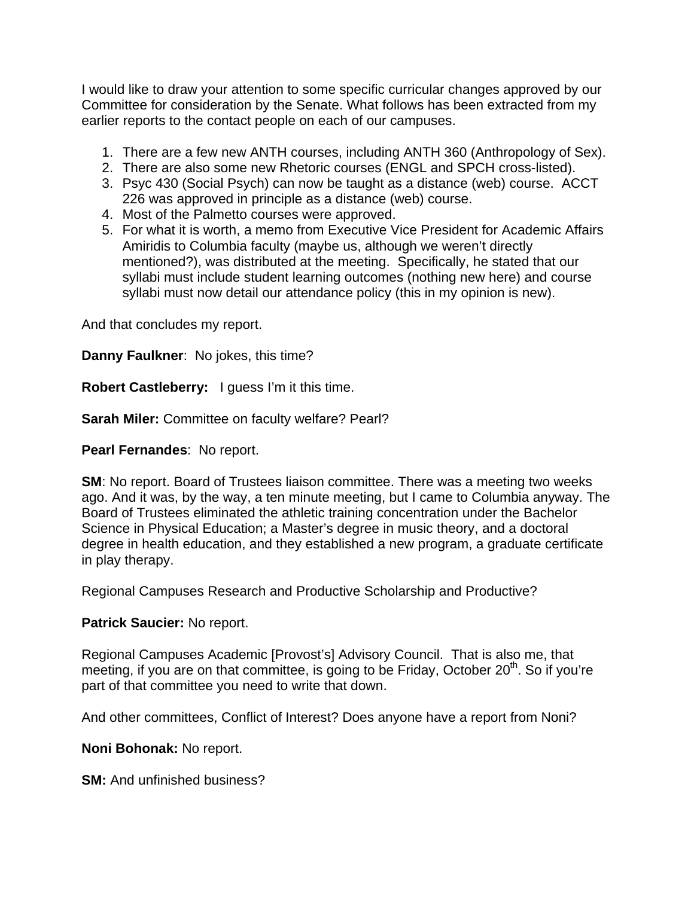I would like to draw your attention to some specific curricular changes approved by our Committee for consideration by the Senate. What follows has been extracted from my earlier reports to the contact people on each of our campuses.

1. There are a few new ANTH courses, including ANTH 360 (Anthropology of Sex).
2. There are also some new Rhetoric courses (ENGL and SPCH cross-listed).
3. Psyc 430 (Social Psych) can now be taught as a distance (web) course. ACCT 226 was approved in principle as a distance (web) course.
4. Most of the Palmetto courses were approved.
5. For what it is worth, a memo from Executive Vice President for Academic Affairs Amiridis to Columbia faculty (maybe us, although we weren't directly mentioned?), was distributed at the meeting. Specifically, he stated that our syllabi must include student learning outcomes (nothing new here) and course syllabi must now detail our attendance policy (this in my opinion is new).

And that concludes my report.

**Danny Faulkner**: No jokes, this time?

**Robert Castleberry:** I guess I'm it this time.

**Sarah Miler:** Committee on faculty welfare? Pearl?

**Pearl Fernandes**: No report.

**SM**: No report. Board of Trustees liaison committee. There was a meeting two weeks ago. And it was, by the way, a ten minute meeting, but I came to Columbia anyway. The Board of Trustees eliminated the athletic training concentration under the Bachelor Science in Physical Education; a Master's degree in music theory, and a doctoral degree in health education, and they established a new program, a graduate certificate in play therapy.

Regional Campuses Research and Productive Scholarship and Productive?

**Patrick Saucier:** No report.

Regional Campuses Academic [Provost's] Advisory Council. That is also me, that meeting, if you are on that committee, is going to be Friday, October 20th. So if you're part of that committee you need to write that down.

And other committees, Conflict of Interest? Does anyone have a report from Noni?

**Noni Bohonak:** No report.

**SM:** And unfinished business?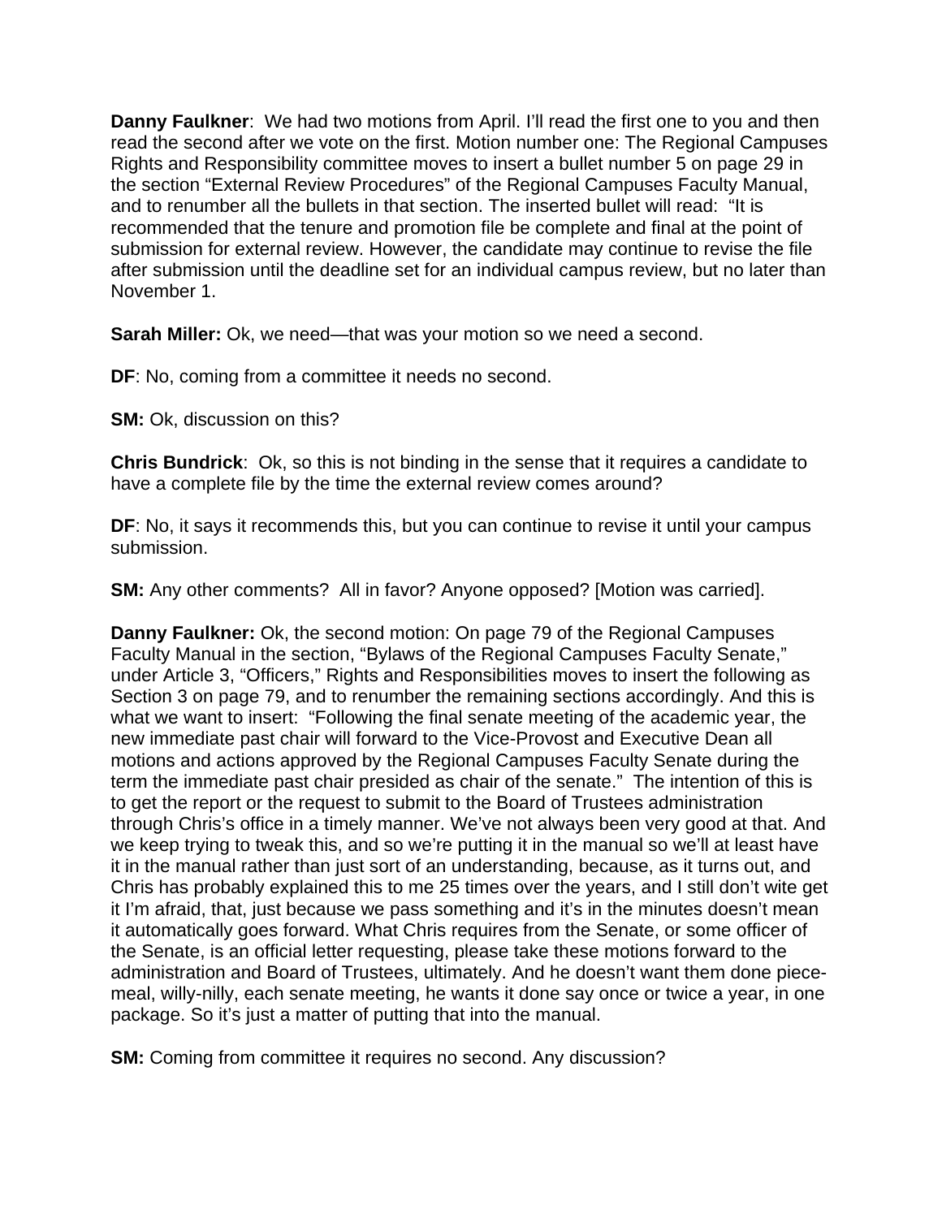**Danny Faulkner**: We had two motions from April. I'll read the first one to you and then read the second after we vote on the first. Motion number one: The Regional Campuses Rights and Responsibility committee moves to insert a bullet number 5 on page 29 in the section "External Review Procedures" of the Regional Campuses Faculty Manual, and to renumber all the bullets in that section. The inserted bullet will read: "It is recommended that the tenure and promotion file be complete and final at the point of submission for external review. However, the candidate may continue to revise the file after submission until the deadline set for an individual campus review, but no later than November 1.

**Sarah Miller:** Ok, we need—that was your motion so we need a second.

**DF**: No, coming from a committee it needs no second.

**SM:** Ok, discussion on this?

**Chris Bundrick**: Ok, so this is not binding in the sense that it requires a candidate to have a complete file by the time the external review comes around?

**DF**: No, it says it recommends this, but you can continue to revise it until your campus submission.

**SM:** Any other comments? All in favor? Anyone opposed? [Motion was carried].

**Danny Faulkner:** Ok, the second motion: On page 79 of the Regional Campuses Faculty Manual in the section, "Bylaws of the Regional Campuses Faculty Senate," under Article 3, "Officers," Rights and Responsibilities moves to insert the following as Section 3 on page 79, and to renumber the remaining sections accordingly. And this is what we want to insert: "Following the final senate meeting of the academic year, the new immediate past chair will forward to the Vice-Provost and Executive Dean all motions and actions approved by the Regional Campuses Faculty Senate during the term the immediate past chair presided as chair of the senate." The intention of this is to get the report or the request to submit to the Board of Trustees administration through Chris's office in a timely manner. We've not always been very good at that. And we keep trying to tweak this, and so we're putting it in the manual so we'll at least have it in the manual rather than just sort of an understanding, because, as it turns out, and Chris has probably explained this to me 25 times over the years, and I still don't wite get it I'm afraid, that, just because we pass something and it's in the minutes doesn't mean it automatically goes forward. What Chris requires from the Senate, or some officer of the Senate, is an official letter requesting, please take these motions forward to the administration and Board of Trustees, ultimately. And he doesn't want them done piece-meal, willy-nilly, each senate meeting, he wants it done say once or twice a year, in one package. So it's just a matter of putting that into the manual.

**SM:** Coming from committee it requires no second. Any discussion?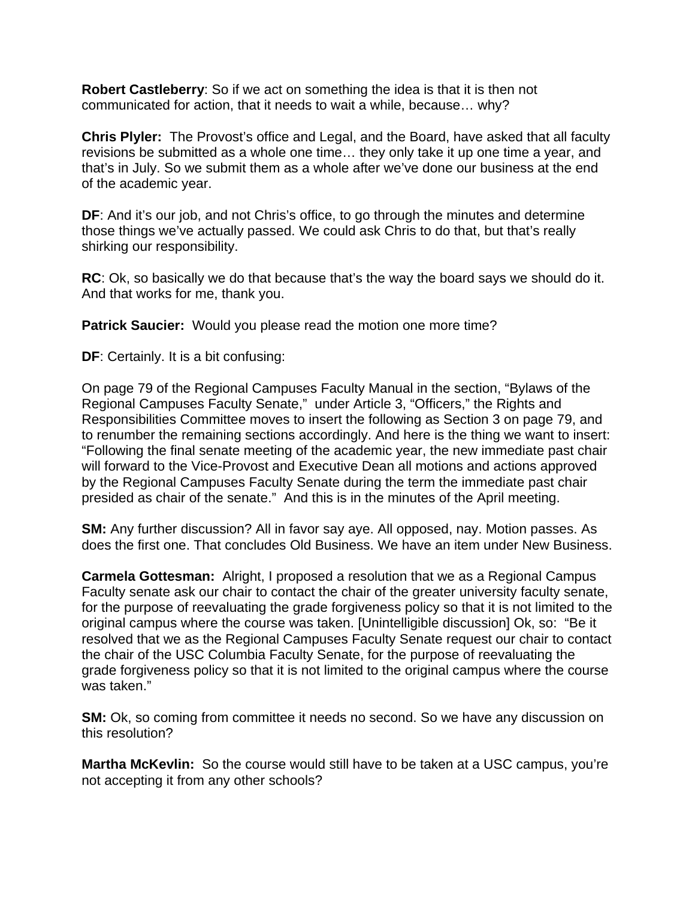**Robert Castleberry**: So if we act on something the idea is that it is then not communicated for action, that it needs to wait a while, because… why?

**Chris Plyler:** The Provost's office and Legal, and the Board, have asked that all faculty revisions be submitted as a whole one time… they only take it up one time a year, and that's in July. So we submit them as a whole after we've done our business at the end of the academic year.

**DF**: And it's our job, and not Chris's office, to go through the minutes and determine those things we've actually passed. We could ask Chris to do that, but that's really shirking our responsibility.

**RC**: Ok, so basically we do that because that's the way the board says we should do it. And that works for me, thank you.

**Patrick Saucier:** Would you please read the motion one more time?

**DF**: Certainly. It is a bit confusing:

On page 79 of the Regional Campuses Faculty Manual in the section, "Bylaws of the Regional Campuses Faculty Senate," under Article 3, "Officers," the Rights and Responsibilities Committee moves to insert the following as Section 3 on page 79, and to renumber the remaining sections accordingly. And here is the thing we want to insert: "Following the final senate meeting of the academic year, the new immediate past chair will forward to the Vice-Provost and Executive Dean all motions and actions approved by the Regional Campuses Faculty Senate during the term the immediate past chair presided as chair of the senate." And this is in the minutes of the April meeting.

**SM:** Any further discussion? All in favor say aye. All opposed, nay. Motion passes. As does the first one. That concludes Old Business. We have an item under New Business.

**Carmela Gottesman:** Alright, I proposed a resolution that we as a Regional Campus Faculty senate ask our chair to contact the chair of the greater university faculty senate, for the purpose of reevaluating the grade forgiveness policy so that it is not limited to the original campus where the course was taken. [Unintelligible discussion] Ok, so: "Be it resolved that we as the Regional Campuses Faculty Senate request our chair to contact the chair of the USC Columbia Faculty Senate, for the purpose of reevaluating the grade forgiveness policy so that it is not limited to the original campus where the course was taken."

**SM:** Ok, so coming from committee it needs no second. So we have any discussion on this resolution?

**Martha McKevlin:** So the course would still have to be taken at a USC campus, you're not accepting it from any other schools?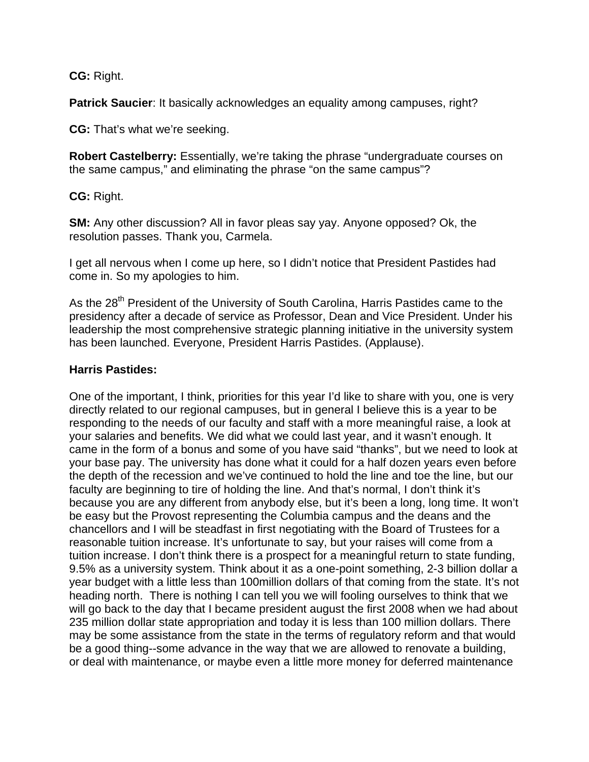**CG:** Right.

**Patrick Saucier**: It basically acknowledges an equality among campuses, right?

**CG:** That's what we're seeking.

**Robert Castelberry:** Essentially, we're taking the phrase "undergraduate courses on the same campus," and eliminating the phrase "on the same campus"?

**CG:** Right.

**SM:** Any other discussion? All in favor pleas say yay. Anyone opposed? Ok, the resolution passes. Thank you, Carmela.

I get all nervous when I come up here, so I didn't notice that President Pastides had come in. So my apologies to him.

As the 28th President of the University of South Carolina, Harris Pastides came to the presidency after a decade of service as Professor, Dean and Vice President. Under his leadership the most comprehensive strategic planning initiative in the university system has been launched. Everyone, President Harris Pastides. (Applause).

**Harris Pastides:**

One of the important, I think, priorities for this year I'd like to share with you, one is very directly related to our regional campuses, but in general I believe this is a year to be responding to the needs of our faculty and staff with a more meaningful raise, a look at your salaries and benefits. We did what we could last year, and it wasn't enough. It came in the form of a bonus and some of you have said "thanks", but we need to look at your base pay. The university has done what it could for a half dozen years even before the depth of the recession and we've continued to hold the line and toe the line, but our faculty are beginning to tire of holding the line. And that's normal, I don't think it's because you are any different from anybody else, but it's been a long, long time. It won't be easy but the Provost representing the Columbia campus and the deans and the chancellors and I will be steadfast in first negotiating with the Board of Trustees for a reasonable tuition increase. It's unfortunate to say, but your raises will come from a tuition increase. I don't think there is a prospect for a meaningful return to state funding, 9.5% as a university system. Think about it as a one-point something, 2-3 billion dollar a year budget with a little less than 100million dollars of that coming from the state. It's not heading north. There is nothing I can tell you we will fooling ourselves to think that we will go back to the day that I became president august the first 2008 when we had about 235 million dollar state appropriation and today it is less than 100 million dollars. There may be some assistance from the state in the terms of regulatory reform and that would be a good thing--some advance in the way that we are allowed to renovate a building, or deal with maintenance, or maybe even a little more money for deferred maintenance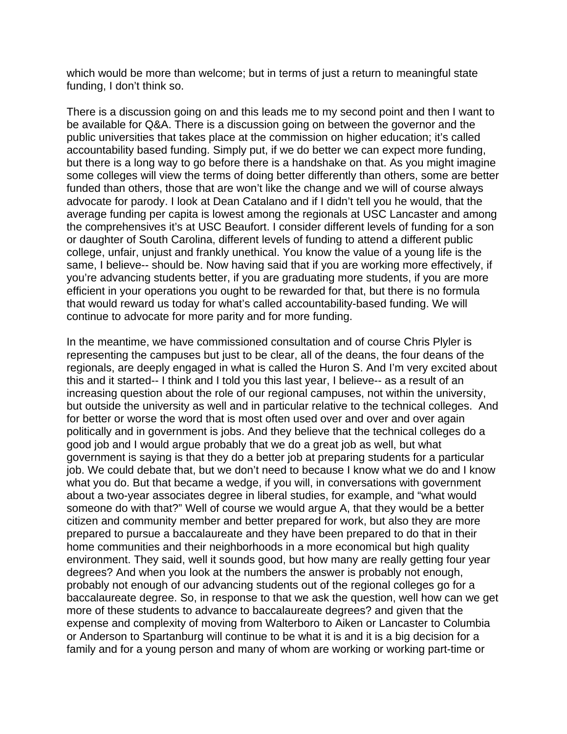which would be more than welcome; but in terms of just a return to meaningful state funding, I don't think so.

There is a discussion going on and this leads me to my second point and then I want to be available for Q&A. There is a discussion going on between the governor and the public universities that takes place at the commission on higher education; it's called accountability based funding. Simply put, if we do better we can expect more funding, but there is a long way to go before there is a handshake on that. As you might imagine some colleges will view the terms of doing better differently than others, some are better funded than others, those that are won't like the change and we will of course always advocate for parody. I look at Dean Catalano and if I didn't tell you he would, that the average funding per capita is lowest among the regionals at USC Lancaster and among the comprehensives it's at USC Beaufort. I consider different levels of funding for a son or daughter of South Carolina, different levels of funding to attend a different public college, unfair, unjust and frankly unethical. You know the value of a young life is the same, I believe-- should be. Now having said that if you are working more effectively, if you're advancing students better, if you are graduating more students, if you are more efficient in your operations you ought to be rewarded for that, but there is no formula that would reward us today for what's called accountability-based funding. We will continue to advocate for more parity and for more funding.

In the meantime, we have commissioned consultation and of course Chris Plyler is representing the campuses but just to be clear, all of the deans, the four deans of the regionals, are deeply engaged in what is called the Huron S. And I'm very excited about this and it started-- I think and I told you this last year, I believe-- as a result of an increasing question about the role of our regional campuses, not within the university, but outside the university as well and in particular relative to the technical colleges. And for better or worse the word that is most often used over and over and over again politically and in government is jobs. And they believe that the technical colleges do a good job and I would argue probably that we do a great job as well, but what government is saying is that they do a better job at preparing students for a particular job. We could debate that, but we don't need to because I know what we do and I know what you do. But that became a wedge, if you will, in conversations with government about a two-year associates degree in liberal studies, for example, and "what would someone do with that?" Well of course we would argue A, that they would be a better citizen and community member and better prepared for work, but also they are more prepared to pursue a baccalaureate and they have been prepared to do that in their home communities and their neighborhoods in a more economical but high quality environment. They said, well it sounds good, but how many are really getting four year degrees? And when you look at the numbers the answer is probably not enough, probably not enough of our advancing students out of the regional colleges go for a baccalaureate degree. So, in response to that we ask the question, well how can we get more of these students to advance to baccalaureate degrees? and given that the expense and complexity of moving from Walterboro to Aiken or Lancaster to Columbia or Anderson to Spartanburg will continue to be what it is and it is a big decision for a family and for a young person and many of whom are working or working part-time or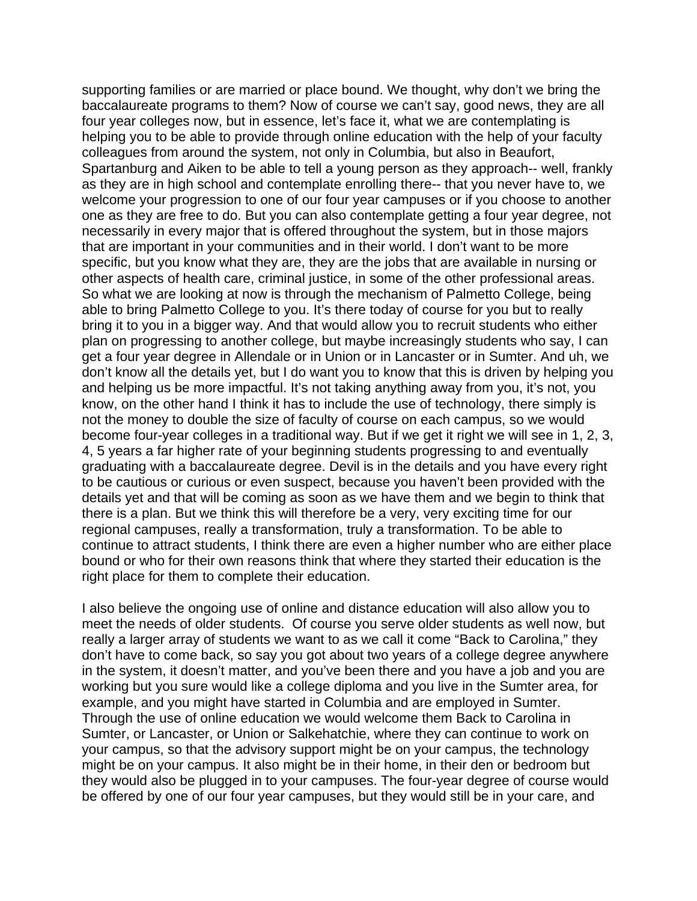supporting families or are married or place bound. We thought, why don't we bring the baccalaureate programs to them? Now of course we can't say, good news, they are all four year colleges now, but in essence, let's face it, what we are contemplating is helping you to be able to provide through online education with the help of your faculty colleagues from around the system, not only in Columbia, but also in Beaufort, Spartanburg and Aiken to be able to tell a young person as they approach-- well, frankly as they are in high school and contemplate enrolling there-- that you never have to, we welcome your progression to one of our four year campuses or if you choose to another one as they are free to do. But you can also contemplate getting a four year degree, not necessarily in every major that is offered throughout the system, but in those majors that are important in your communities and in their world. I don't want to be more specific, but you know what they are, they are the jobs that are available in nursing or other aspects of health care, criminal justice, in some of the other professional areas. So what we are looking at now is through the mechanism of Palmetto College, being able to bring Palmetto College to you. It's there today of course for you but to really bring it to you in a bigger way. And that would allow you to recruit students who either plan on progressing to another college, but maybe increasingly students who say, I can get a four year degree in Allendale or in Union or in Lancaster or in Sumter. And uh, we don't know all the details yet, but I do want you to know that this is driven by helping you and helping us be more impactful. It's not taking anything away from you, it's not, you know, on the other hand I think it has to include the use of technology, there simply is not the money to double the size of faculty of course on each campus, so we would become four-year colleges in a traditional way. But if we get it right we will see in 1, 2, 3, 4, 5 years a far higher rate of your beginning students progressing to and eventually graduating with a baccalaureate degree. Devil is in the details and you have every right to be cautious or curious or even suspect, because you haven't been provided with the details yet and that will be coming as soon as we have them and we begin to think that there is a plan. But we think this will therefore be a very, very exciting time for our regional campuses, really a transformation, truly a transformation. To be able to continue to attract students, I think there are even a higher number who are either place bound or who for their own reasons think that where they started their education is the right place for them to complete their education.

I also believe the ongoing use of online and distance education will also allow you to meet the needs of older students. Of course you serve older students as well now, but really a larger array of students we want to as we call it come "Back to Carolina," they don't have to come back, so say you got about two years of a college degree anywhere in the system, it doesn't matter, and you've been there and you have a job and you are working but you sure would like a college diploma and you live in the Sumter area, for example, and you might have started in Columbia and are employed in Sumter. Through the use of online education we would welcome them Back to Carolina in Sumter, or Lancaster, or Union or Salkehatchie, where they can continue to work on your campus, so that the advisory support might be on your campus, the technology might be on your campus. It also might be in their home, in their den or bedroom but they would also be plugged in to your campuses. The four-year degree of course would be offered by one of our four year campuses, but they would still be in your care, and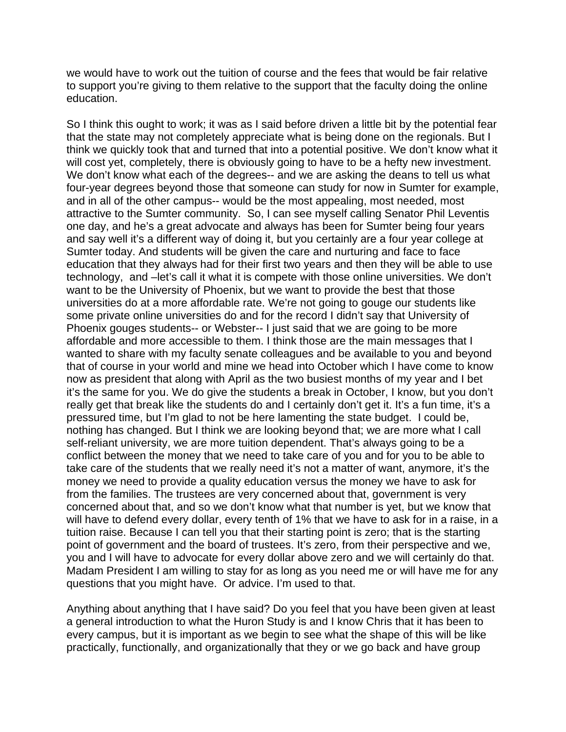we would have to work out the tuition of course and the fees that would be fair relative to support you're giving to them relative to the support that the faculty doing the online education.

So I think this ought to work; it was as I said before driven a little bit by the potential fear that the state may not completely appreciate what is being done on the regionals. But I think we quickly took that and turned that into a potential positive. We don't know what it will cost yet, completely, there is obviously going to have to be a hefty new investment. We don't know what each of the degrees-- and we are asking the deans to tell us what four-year degrees beyond those that someone can study for now in Sumter for example, and in all of the other campus-- would be the most appealing, most needed, most attractive to the Sumter community.  So, I can see myself calling Senator Phil Leventis one day, and he's a great advocate and always has been for Sumter being four years and say well it's a different way of doing it, but you certainly are a four year college at Sumter today. And students will be given the care and nurturing and face to face education that they always had for their first two years and then they will be able to use technology,  and –let's call it what it is compete with those online universities. We don't want to be the University of Phoenix, but we want to provide the best that those universities do at a more affordable rate. We're not going to gouge our students like some private online universities do and for the record I didn't say that University of Phoenix gouges students-- or Webster-- I just said that we are going to be more affordable and more accessible to them. I think those are the main messages that I wanted to share with my faculty senate colleagues and be available to you and beyond that of course in your world and mine we head into October which I have come to know now as president that along with April as the two busiest months of my year and I bet it's the same for you. We do give the students a break in October, I know, but you don't really get that break like the students do and I certainly don't get it. It's a fun time, it's a pressured time, but I'm glad to not be here lamenting the state budget.  I could be, nothing has changed. But I think we are looking beyond that; we are more what I call self-reliant university, we are more tuition dependent. That's always going to be a conflict between the money that we need to take care of you and for you to be able to take care of the students that we really need it's not a matter of want, anymore, it's the money we need to provide a quality education versus the money we have to ask for from the families. The trustees are very concerned about that, government is very concerned about that, and so we don't know what that number is yet, but we know that will have to defend every dollar, every tenth of 1% that we have to ask for in a raise, in a tuition raise. Because I can tell you that their starting point is zero; that is the starting point of government and the board of trustees. It's zero, from their perspective and we, you and I will have to advocate for every dollar above zero and we will certainly do that. Madam President I am willing to stay for as long as you need me or will have me for any questions that you might have.  Or advice. I'm used to that.

Anything about anything that I have said? Do you feel that you have been given at least a general introduction to what the Huron Study is and I know Chris that it has been to every campus, but it is important as we begin to see what the shape of this will be like practically, functionally, and organizationally that they or we go back and have group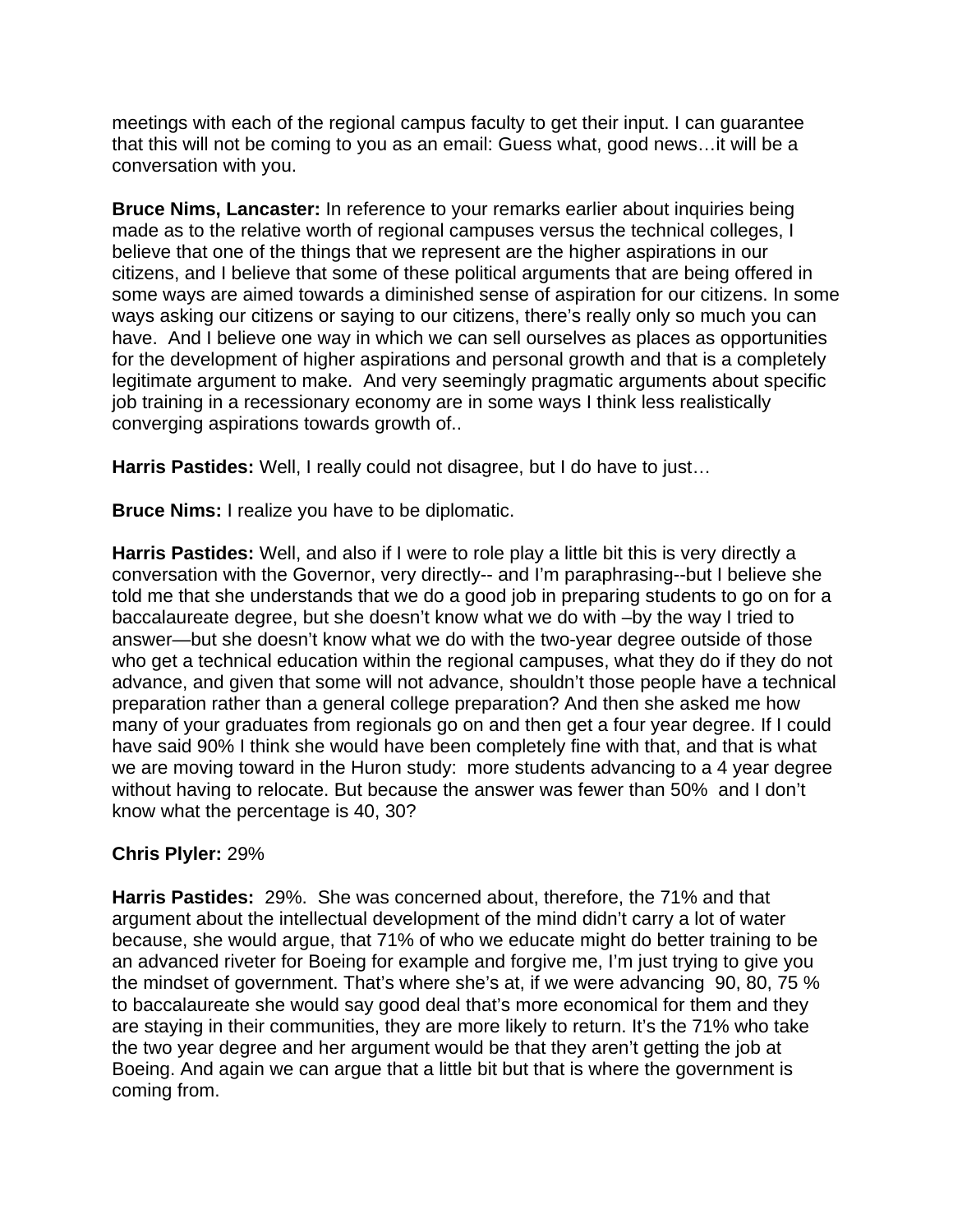meetings with each of the regional campus faculty to get their input. I can guarantee that this will not be coming to you as an email: Guess what, good news…it will be a conversation with you.

**Bruce Nims, Lancaster:** In reference to your remarks earlier about inquiries being made as to the relative worth of regional campuses versus the technical colleges, I believe that one of the things that we represent are the higher aspirations in our citizens, and I believe that some of these political arguments that are being offered in some ways are aimed towards a diminished sense of aspiration for our citizens. In some ways asking our citizens or saying to our citizens, there's really only so much you can have. And I believe one way in which we can sell ourselves as places as opportunities for the development of higher aspirations and personal growth and that is a completely legitimate argument to make. And very seemingly pragmatic arguments about specific job training in a recessionary economy are in some ways I think less realistically converging aspirations towards growth of..

**Harris Pastides:** Well, I really could not disagree, but I do have to just…

**Bruce Nims:** I realize you have to be diplomatic.

**Harris Pastides:** Well, and also if I were to role play a little bit this is very directly a conversation with the Governor, very directly-- and I'm paraphrasing--but I believe she told me that she understands that we do a good job in preparing students to go on for a baccalaureate degree, but she doesn't know what we do with –by the way I tried to answer—but she doesn't know what we do with the two-year degree outside of those who get a technical education within the regional campuses, what they do if they do not advance, and given that some will not advance, shouldn't those people have a technical preparation rather than a general college preparation? And then she asked me how many of your graduates from regionals go on and then get a four year degree. If I could have said 90% I think she would have been completely fine with that, and that is what we are moving toward in the Huron study: more students advancing to a 4 year degree without having to relocate. But because the answer was fewer than 50% and I don't know what the percentage is 40, 30?

**Chris Plyler:** 29%

**Harris Pastides:** 29%. She was concerned about, therefore, the 71% and that argument about the intellectual development of the mind didn't carry a lot of water because, she would argue, that 71% of who we educate might do better training to be an advanced riveter for Boeing for example and forgive me, I'm just trying to give you the mindset of government. That's where she's at, if we were advancing 90, 80, 75 % to baccalaureate she would say good deal that's more economical for them and they are staying in their communities, they are more likely to return. It's the 71% who take the two year degree and her argument would be that they aren't getting the job at Boeing. And again we can argue that a little bit but that is where the government is coming from.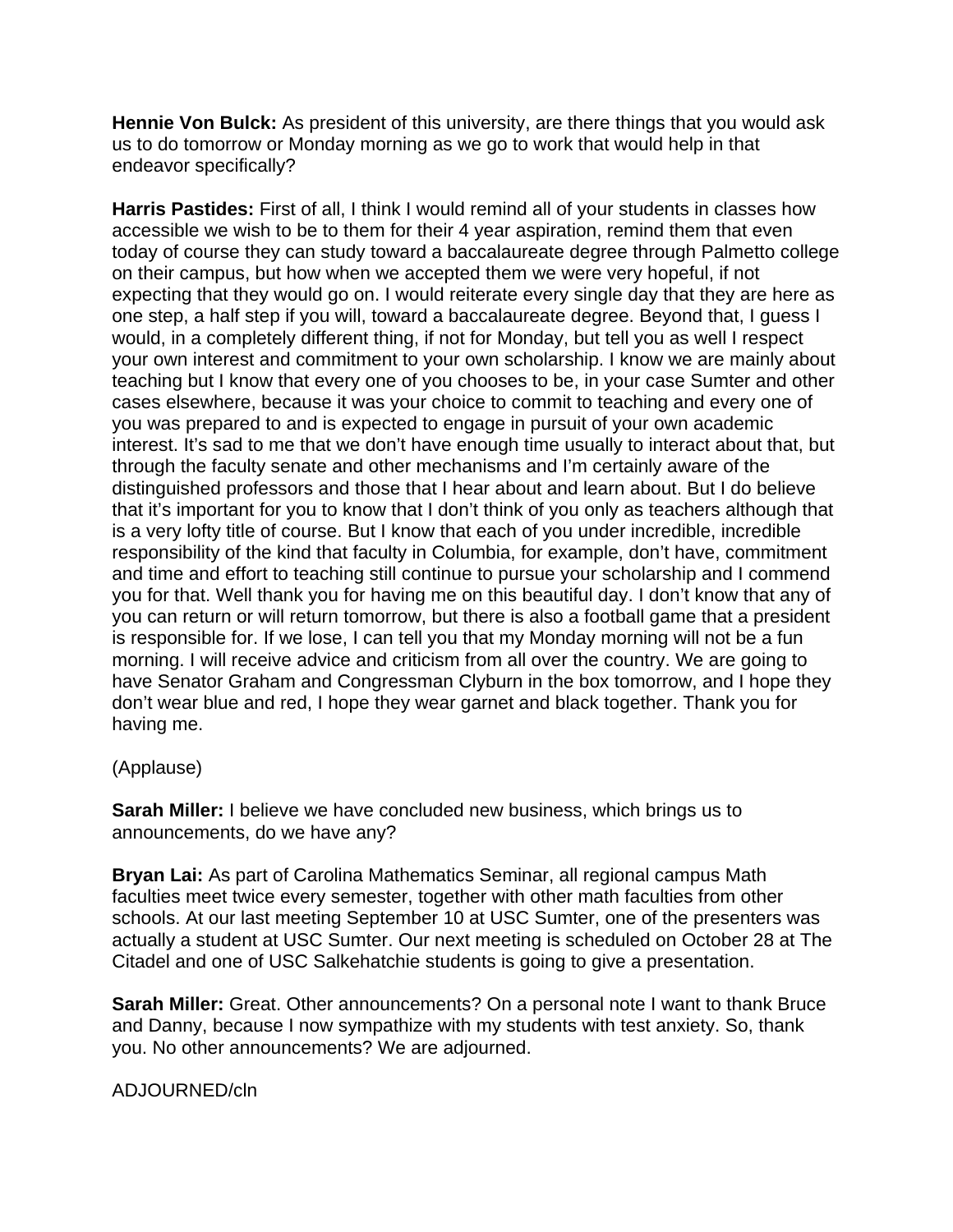**Hennie Von Bulck:** As president of this university, are there things that you would ask us to do tomorrow or Monday morning as we go to work that would help in that endeavor specifically?

**Harris Pastides:** First of all, I think I would remind all of your students in classes how accessible we wish to be to them for their 4 year aspiration, remind them that even today of course they can study toward a baccalaureate degree through Palmetto college on their campus, but how when we accepted them we were very hopeful, if not expecting that they would go on. I would reiterate every single day that they are here as one step, a half step if you will, toward a baccalaureate degree. Beyond that, I guess I would, in a completely different thing, if not for Monday, but tell you as well I respect your own interest and commitment to your own scholarship. I know we are mainly about teaching but I know that every one of you chooses to be, in your case Sumter and other cases elsewhere, because it was your choice to commit to teaching and every one of you was prepared to and is expected to engage in pursuit of your own academic interest. It's sad to me that we don't have enough time usually to interact about that, but through the faculty senate and other mechanisms and I'm certainly aware of the distinguished professors and those that I hear about and learn about. But I do believe that it's important for you to know that I don't think of you only as teachers although that is a very lofty title of course. But I know that each of you under incredible, incredible responsibility of the kind that faculty in Columbia, for example, don't have, commitment and time and effort to teaching still continue to pursue your scholarship and I commend you for that. Well thank you for having me on this beautiful day. I don't know that any of you can return or will return tomorrow, but there is also a football game that a president is responsible for. If we lose, I can tell you that my Monday morning will not be a fun morning. I will receive advice and criticism from all over the country. We are going to have Senator Graham and Congressman Clyburn in the box tomorrow, and I hope they don't wear blue and red, I hope they wear garnet and black together. Thank you for having me.

(Applause)

**Sarah Miller:** I believe we have concluded new business, which brings us to announcements, do we have any?

**Bryan Lai:** As part of Carolina Mathematics Seminar, all regional campus Math faculties meet twice every semester, together with other math faculties from other schools. At our last meeting September 10 at USC Sumter, one of the presenters was actually a student at USC Sumter. Our next meeting is scheduled on October 28 at The Citadel and one of USC Salkehatchie students is going to give a presentation.

**Sarah Miller:** Great. Other announcements? On a personal note I want to thank Bruce and Danny, because I now sympathize with my students with test anxiety. So, thank you. No other announcements? We are adjourned.

ADJOURNED/cln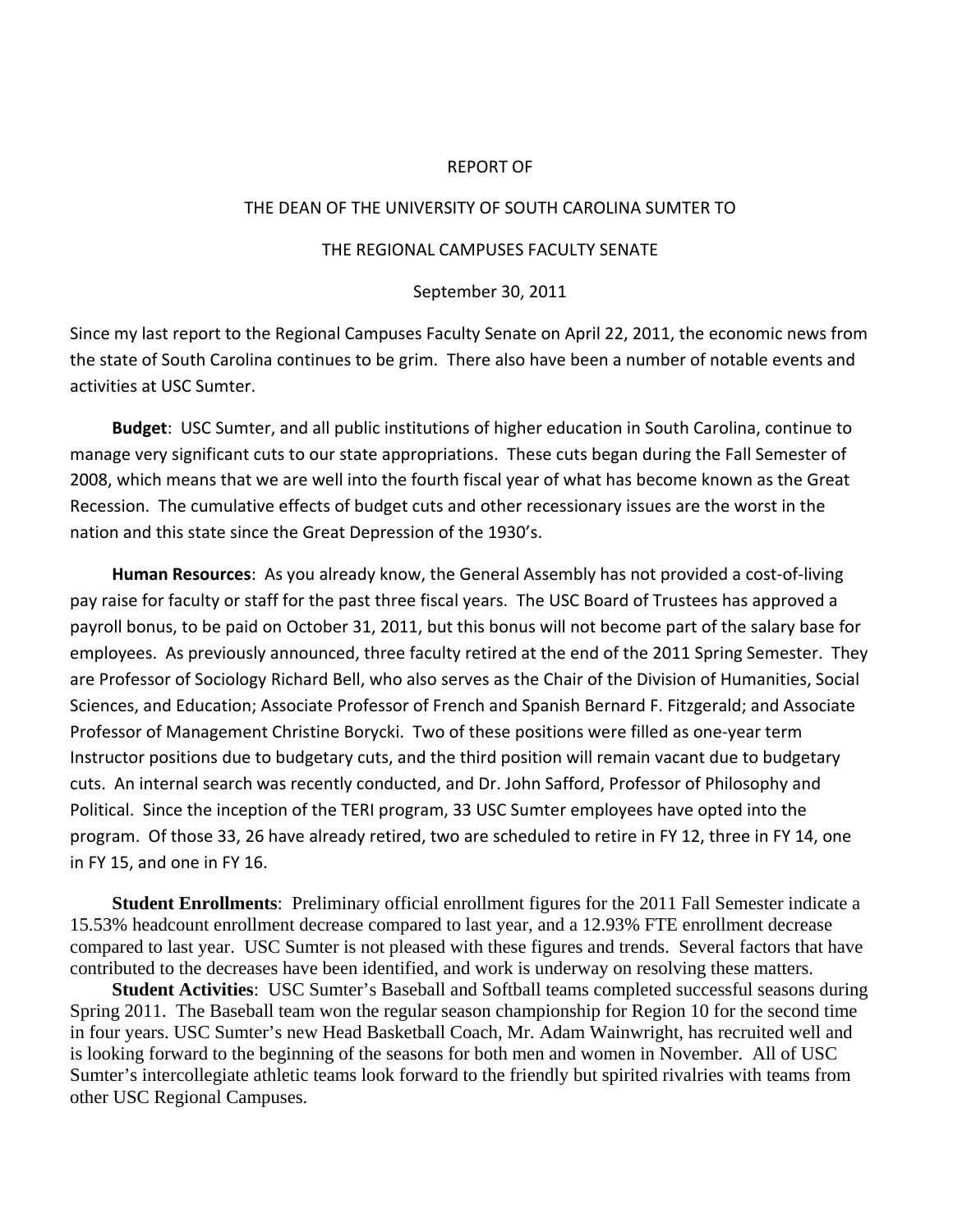REPORT OF

THE DEAN OF THE UNIVERSITY OF SOUTH CAROLINA SUMTER TO

THE REGIONAL CAMPUSES FACULTY SENATE

September 30, 2011

Since my last report to the Regional Campuses Faculty Senate on April 22, 2011, the economic news from the state of South Carolina continues to be grim. There also have been a number of notable events and activities at USC Sumter.

**Budget**: USC Sumter, and all public institutions of higher education in South Carolina, continue to manage very significant cuts to our state appropriations. These cuts began during the Fall Semester of 2008, which means that we are well into the fourth fiscal year of what has become known as the Great Recession. The cumulative effects of budget cuts and other recessionary issues are the worst in the nation and this state since the Great Depression of the 1930's.

**Human Resources**: As you already know, the General Assembly has not provided a cost-of-living pay raise for faculty or staff for the past three fiscal years. The USC Board of Trustees has approved a payroll bonus, to be paid on October 31, 2011, but this bonus will not become part of the salary base for employees. As previously announced, three faculty retired at the end of the 2011 Spring Semester. They are Professor of Sociology Richard Bell, who also serves as the Chair of the Division of Humanities, Social Sciences, and Education; Associate Professor of French and Spanish Bernard F. Fitzgerald; and Associate Professor of Management Christine Borycki. Two of these positions were filled as one-year term Instructor positions due to budgetary cuts, and the third position will remain vacant due to budgetary cuts. An internal search was recently conducted, and Dr. John Safford, Professor of Philosophy and Political. Since the inception of the TERI program, 33 USC Sumter employees have opted into the program. Of those 33, 26 have already retired, two are scheduled to retire in FY 12, three in FY 14, one in FY 15, and one in FY 16.

**Student Enrollments**: Preliminary official enrollment figures for the 2011 Fall Semester indicate a 15.53% headcount enrollment decrease compared to last year, and a 12.93% FTE enrollment decrease compared to last year. USC Sumter is not pleased with these figures and trends. Several factors that have contributed to the decreases have been identified, and work is underway on resolving these matters.

**Student Activities**: USC Sumter's Baseball and Softball teams completed successful seasons during Spring 2011. The Baseball team won the regular season championship for Region 10 for the second time in four years. USC Sumter's new Head Basketball Coach, Mr. Adam Wainwright, has recruited well and is looking forward to the beginning of the seasons for both men and women in November. All of USC Sumter's intercollegiate athletic teams look forward to the friendly but spirited rivalries with teams from other USC Regional Campuses.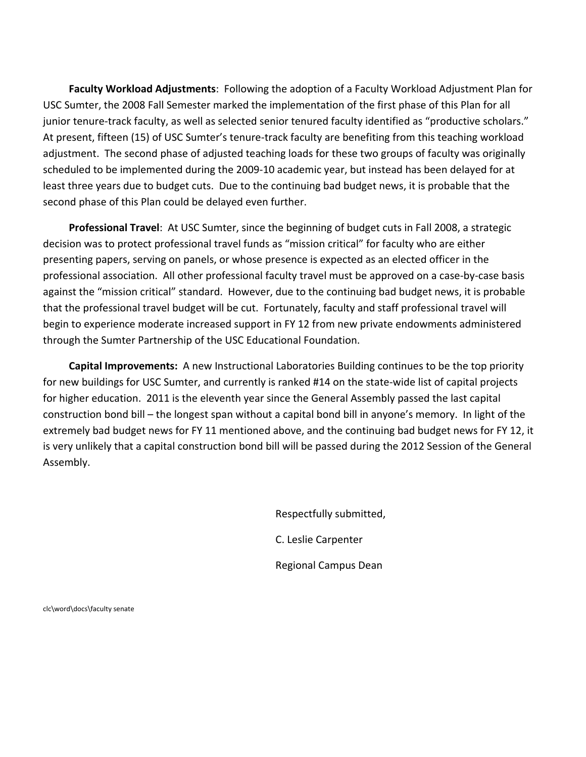**Faculty Workload Adjustments**: Following the adoption of a Faculty Workload Adjustment Plan for USC Sumter, the 2008 Fall Semester marked the implementation of the first phase of this Plan for all junior tenure-track faculty, as well as selected senior tenured faculty identified as "productive scholars." At present, fifteen (15) of USC Sumter's tenure-track faculty are benefiting from this teaching workload adjustment. The second phase of adjusted teaching loads for these two groups of faculty was originally scheduled to be implemented during the 2009-10 academic year, but instead has been delayed for at least three years due to budget cuts. Due to the continuing bad budget news, it is probable that the second phase of this Plan could be delayed even further.

**Professional Travel**: At USC Sumter, since the beginning of budget cuts in Fall 2008, a strategic decision was to protect professional travel funds as "mission critical" for faculty who are either presenting papers, serving on panels, or whose presence is expected as an elected officer in the professional association. All other professional faculty travel must be approved on a case-by-case basis against the "mission critical" standard. However, due to the continuing bad budget news, it is probable that the professional travel budget will be cut. Fortunately, faculty and staff professional travel will begin to experience moderate increased support in FY 12 from new private endowments administered through the Sumter Partnership of the USC Educational Foundation.

**Capital Improvements:** A new Instructional Laboratories Building continues to be the top priority for new buildings for USC Sumter, and currently is ranked #14 on the state-wide list of capital projects for higher education. 2011 is the eleventh year since the General Assembly passed the last capital construction bond bill – the longest span without a capital bond bill in anyone's memory. In light of the extremely bad budget news for FY 11 mentioned above, and the continuing bad budget news for FY 12, it is very unlikely that a capital construction bond bill will be passed during the 2012 Session of the General Assembly.

Respectfully submitted,

C. Leslie Carpenter

Regional Campus Dean

clc\word\docs\faculty senate